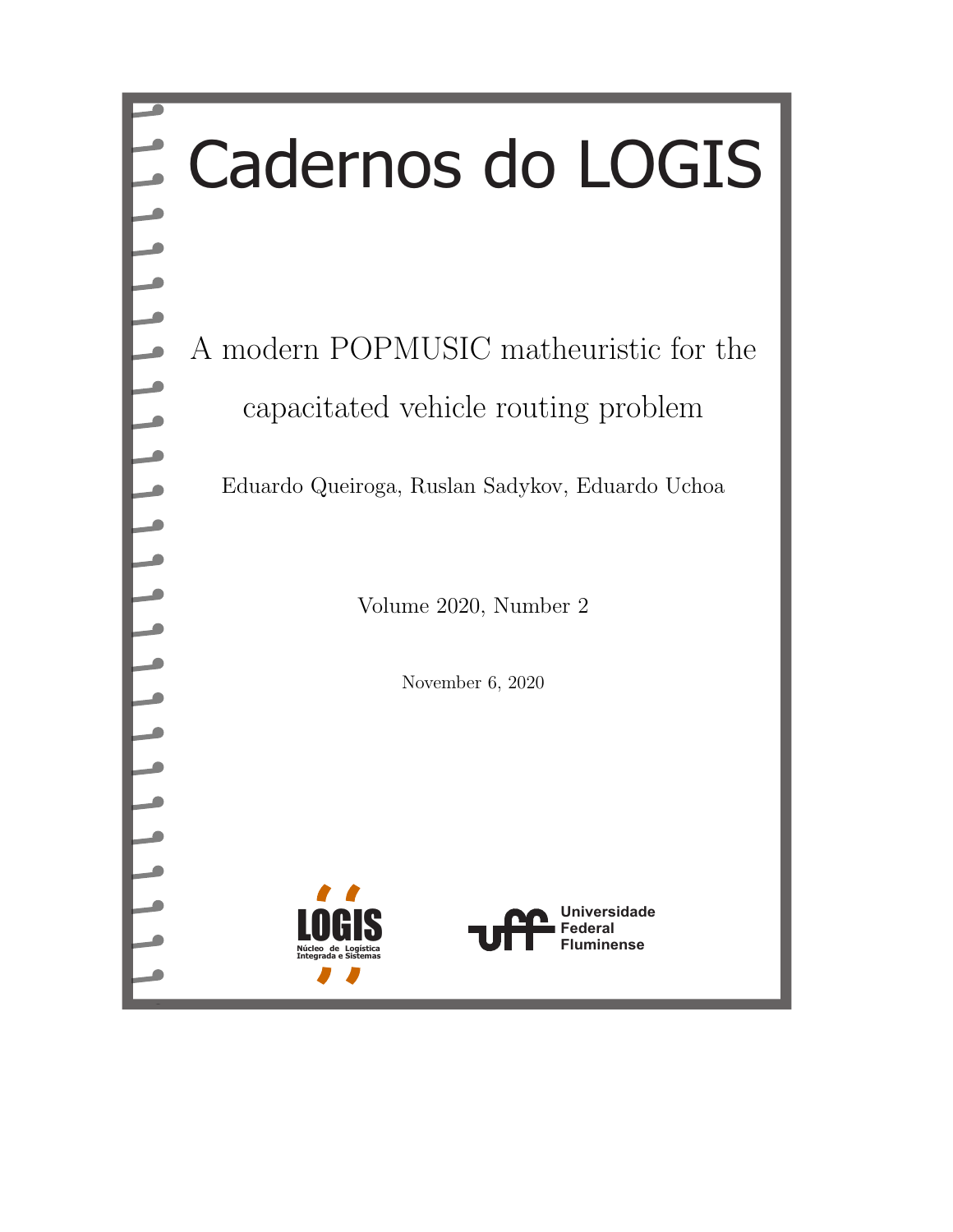# Cadernos do LOGIS

## A modern POPMUSIC matheuristic for the capacitated vehicle routing problem

Eduardo Queiroga, Ruslan Sadykov, Eduardo Uchoa

Volume 2020, Number 2

November 6, 2020

LOGIS
Núcleo de Logística Integrada e Sistemas

uff Universidade Federal Fluminense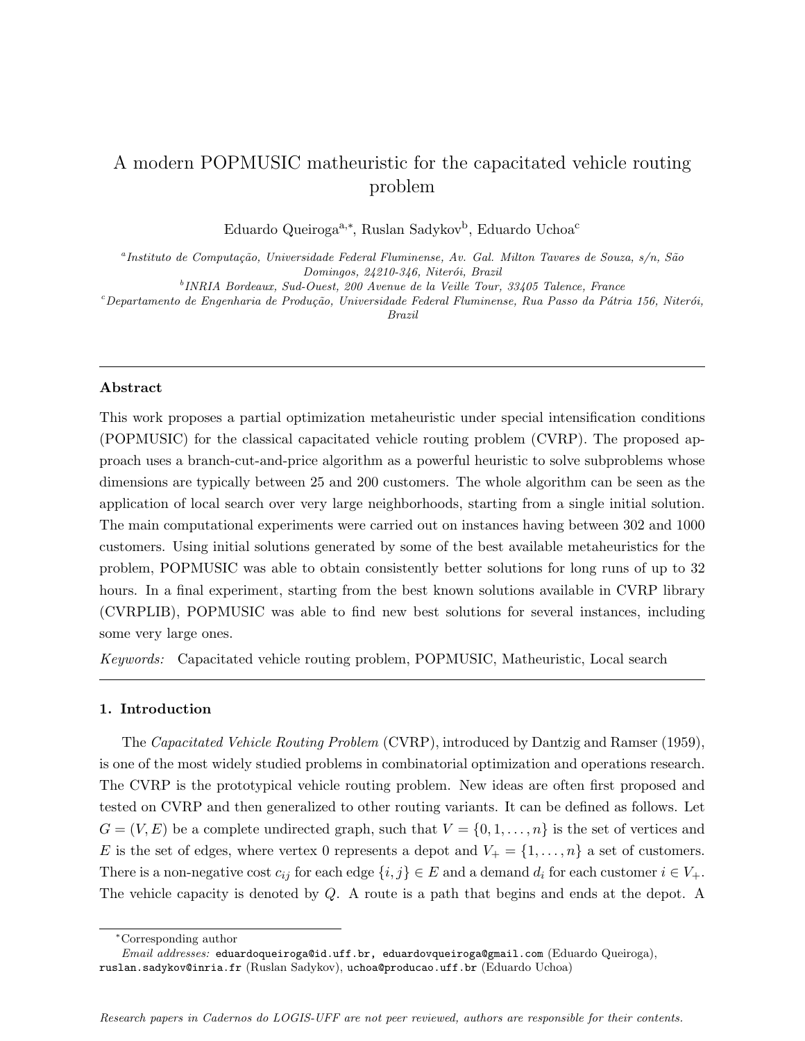# A modern POPMUSIC matheuristic for the capacitated vehicle routing problem

Eduardo Queiroga[a,*], Ruslan Sadykov[b], Eduardo Uchoa[c]

[a] *Instituto de Computação, Universidade Federal Fluminense, Av. Gal. Milton Tavares de Souza, s/n, São Domingos, 24210-346, Niterói, Brazil*

[b] *INRIA Bordeaux, Sud-Ouest, 200 Avenue de la Veille Tour, 33405 Talence, France*

[c] *Departamento de Engenharia de Produção, Universidade Federal Fluminense, Rua Passo da Pátria 156, Niterói, Brazil*

---

## Abstract

This work proposes a partial optimization metaheuristic under special intensification conditions (POPMUSIC) for the classical capacitated vehicle routing problem (CVRP). The proposed approach uses a branch-cut-and-price algorithm as a powerful heuristic to solve subproblems whose dimensions are typically between 25 and 200 customers. The whole algorithm can be seen as the application of local search over very large neighborhoods, starting from a single initial solution. The main computational experiments were carried out on instances having between 302 and 1000 customers. Using initial solutions generated by some of the best available metaheuristics for the problem, POPMUSIC was able to obtain consistently better solutions for long runs of up to 32 hours. In a final experiment, starting from the best known solutions available in CVRP library (CVRPLIB), POPMUSIC was able to find new best solutions for several instances, including some very large ones.

*Keywords:* Capacitated vehicle routing problem, POPMUSIC, Matheuristic, Local search

---

## 1. Introduction

The *Capacitated Vehicle Routing Problem* (CVRP), introduced by Dantzig and Ramser (1959), is one of the most widely studied problems in combinatorial optimization and operations research. The CVRP is the prototypical vehicle routing problem. New ideas are often first proposed and tested on CVRP and then generalized to other routing variants. It can be defined as follows. Let $G = (V, E)$ be a complete undirected graph, such that $V = \{0, 1, \ldots, n\}$ is the set of vertices and $E$ is the set of edges, where vertex 0 represents a depot and $V_+ = \{1, \ldots, n\}$ a set of customers. There is a non-negative cost $c_{ij}$ for each edge $\{i, j\} \in E$ and a demand $d_i$ for each customer $i \in V_+$. The vehicle capacity is denoted by $Q$. A route is a path that begins and ends at the depot. A

---

*Corresponding author

*Email addresses:* eduardoqueiroga@id.uff.br, eduardovqueiroga@gmail.com (Eduardo Queiroga), ruslan.sadykov@inria.fr (Ruslan Sadykov), uchoa@producao.uff.br (Eduardo Uchoa)

*Research papers in Cadernos do LOGIS-UFF are not peer reviewed, authors are responsible for their contents.*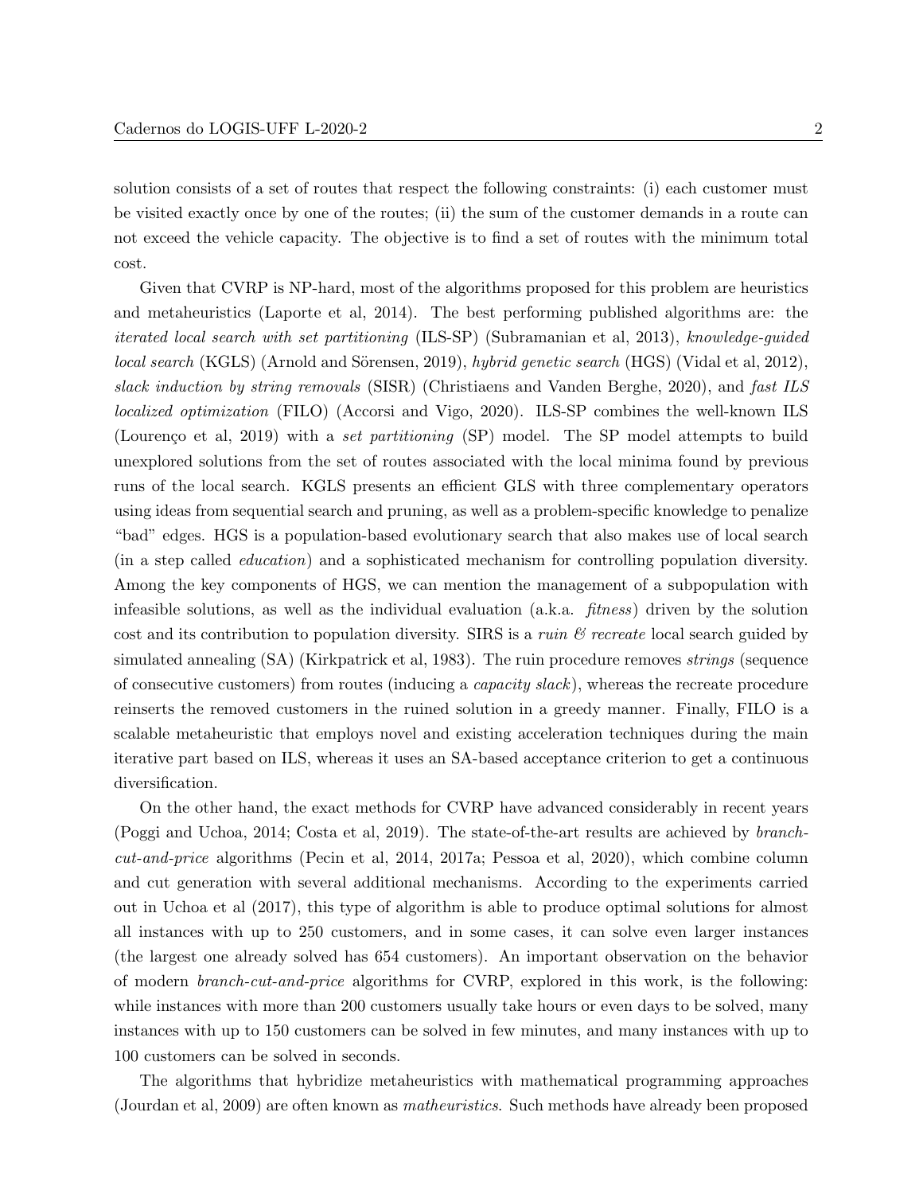solution consists of a set of routes that respect the following constraints: (i) each customer must be visited exactly once by one of the routes; (ii) the sum of the customer demands in a route can not exceed the vehicle capacity. The objective is to find a set of routes with the minimum total cost.

Given that CVRP is NP-hard, most of the algorithms proposed for this problem are heuristics and metaheuristics (Laporte et al, 2014). The best performing published algorithms are: the *iterated local search with set partitioning* (ILS-SP) (Subramanian et al, 2013), *knowledge-guided local search* (KGLS) (Arnold and Sörensen, 2019), *hybrid genetic search* (HGS) (Vidal et al, 2012), *slack induction by string removals* (SISR) (Christiaens and Vanden Berghe, 2020), and *fast ILS localized optimization* (FILO) (Accorsi and Vigo, 2020). ILS-SP combines the well-known ILS (Lourenço et al, 2019) with a *set partitioning* (SP) model. The SP model attempts to build unexplored solutions from the set of routes associated with the local minima found by previous runs of the local search. KGLS presents an efficient GLS with three complementary operators using ideas from sequential search and pruning, as well as a problem-specific knowledge to penalize "bad" edges. HGS is a population-based evolutionary search that also makes use of local search (in a step called *education*) and a sophisticated mechanism for controlling population diversity. Among the key components of HGS, we can mention the management of a subpopulation with infeasible solutions, as well as the individual evaluation (a.k.a. *fitness*) driven by the solution cost and its contribution to population diversity. SIRS is a *ruin & recreate* local search guided by simulated annealing (SA) (Kirkpatrick et al, 1983). The ruin procedure removes *strings* (sequence of consecutive customers) from routes (inducing a *capacity slack*), whereas the recreate procedure reinserts the removed customers in the ruined solution in a greedy manner. Finally, FILO is a scalable metaheuristic that employs novel and existing acceleration techniques during the main iterative part based on ILS, whereas it uses an SA-based acceptance criterion to get a continuous diversification.

On the other hand, the exact methods for CVRP have advanced considerably in recent years (Poggi and Uchoa, 2014; Costa et al, 2019). The state-of-the-art results are achieved by *branch-cut-and-price* algorithms (Pecin et al, 2014, 2017a; Pessoa et al, 2020), which combine column and cut generation with several additional mechanisms. According to the experiments carried out in Uchoa et al (2017), this type of algorithm is able to produce optimal solutions for almost all instances with up to 250 customers, and in some cases, it can solve even larger instances (the largest one already solved has 654 customers). An important observation on the behavior of modern *branch-cut-and-price* algorithms for CVRP, explored in this work, is the following: while instances with more than 200 customers usually take hours or even days to be solved, many instances with up to 150 customers can be solved in few minutes, and many instances with up to 100 customers can be solved in seconds.

The algorithms that hybridize metaheuristics with mathematical programming approaches (Jourdan et al, 2009) are often known as *matheuristics*. Such methods have already been proposed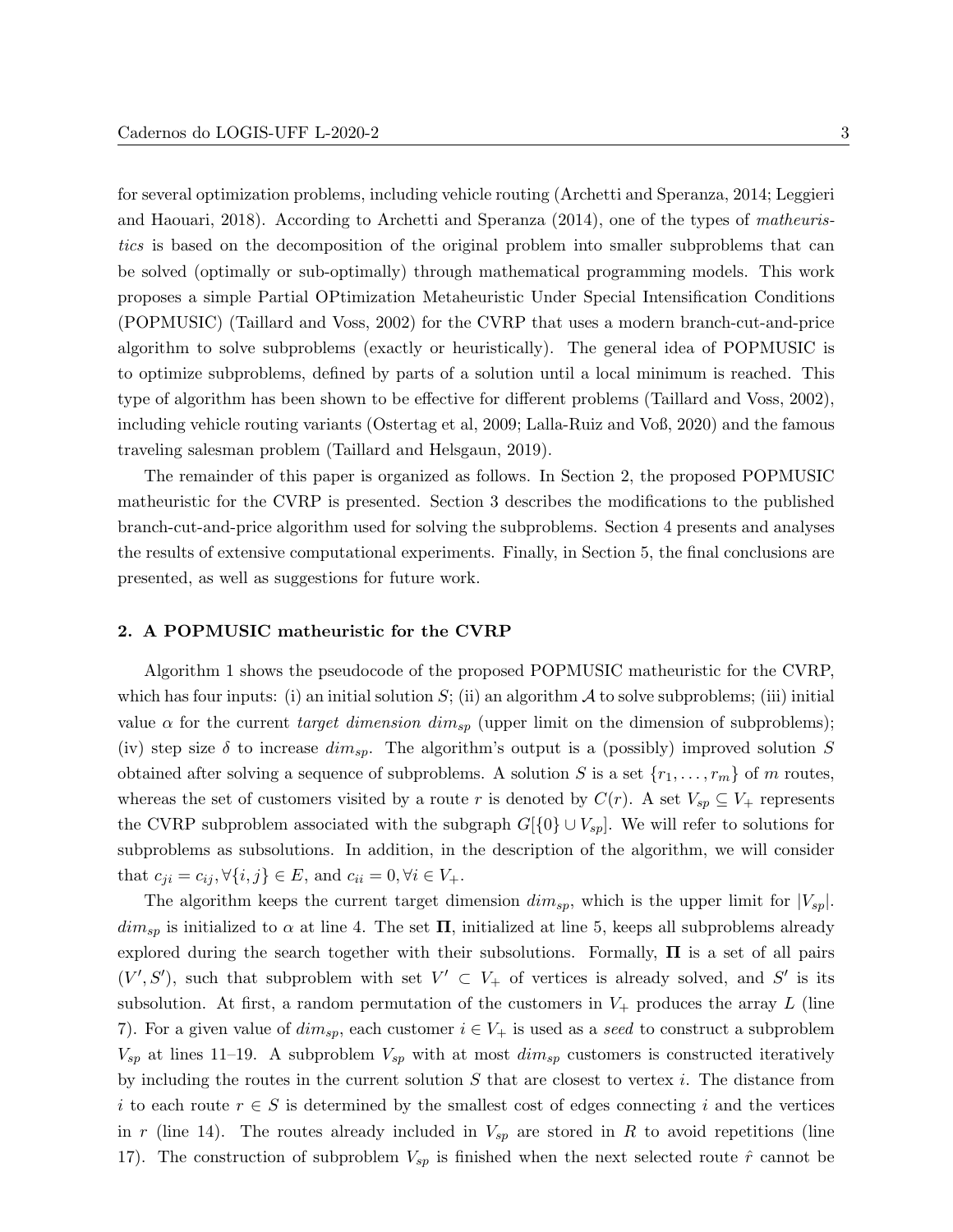for several optimization problems, including vehicle routing (Archetti and Speranza, 2014; Leggieri and Haouari, 2018). According to Archetti and Speranza (2014), one of the types of *matheuristics* is based on the decomposition of the original problem into smaller subproblems that can be solved (optimally or sub-optimally) through mathematical programming models. This work proposes a simple Partial OPtimization Metaheuristic Under Special Intensification Conditions (POPMUSIC) (Taillard and Voss, 2002) for the CVRP that uses a modern branch-cut-and-price algorithm to solve subproblems (exactly or heuristically). The general idea of POPMUSIC is to optimize subproblems, defined by parts of a solution until a local minimum is reached. This type of algorithm has been shown to be effective for different problems (Taillard and Voss, 2002), including vehicle routing variants (Ostertag et al, 2009; Lalla-Ruiz and Voß, 2020) and the famous traveling salesman problem (Taillard and Helsgaun, 2019).

The remainder of this paper is organized as follows. In Section 2, the proposed POPMUSIC matheuristic for the CVRP is presented. Section 3 describes the modifications to the published branch-cut-and-price algorithm used for solving the subproblems. Section 4 presents and analyses the results of extensive computational experiments. Finally, in Section 5, the final conclusions are presented, as well as suggestions for future work.

## 2. A POPMUSIC matheuristic for the CVRP

Algorithm 1 shows the pseudocode of the proposed POPMUSIC matheuristic for the CVRP, which has four inputs: (i) an initial solution $S$; (ii) an algorithm $\mathcal{A}$ to solve subproblems; (iii) initial value $\alpha$ for the current *target dimension* $dim_{sp}$ (upper limit on the dimension of subproblems); (iv) step size $\delta$ to increase $dim_{sp}$. The algorithm's output is a (possibly) improved solution $S$ obtained after solving a sequence of subproblems. A solution $S$ is a set $\{r_1, \ldots, r_m\}$ of $m$ routes, whereas the set of customers visited by a route $r$ is denoted by $C(r)$. A set $V_{sp} \subseteq V_+$ represents the CVRP subproblem associated with the subgraph $G[\{0\} \cup V_{sp}]$. We will refer to solutions for subproblems as subsolutions. In addition, in the description of the algorithm, we will consider that $c_{ji} = c_{ij}, \forall \{i, j\} \in E$, and $c_{ii} = 0, \forall i \in V_+$.

The algorithm keeps the current target dimension $dim_{sp}$, which is the upper limit for $|V_{sp}|$. $dim_{sp}$ is initialized to $\alpha$ at line 4. The set $\mathbf{\Pi}$, initialized at line 5, keeps all subproblems already explored during the search together with their subsolutions. Formally, $\mathbf{\Pi}$ is a set of all pairs $(V', S')$, such that subproblem with set $V' \subset V_+$ of vertices is already solved, and $S'$ is its subsolution. At first, a random permutation of the customers in $V_+$ produces the array $L$ (line 7). For a given value of $dim_{sp}$, each customer $i \in V_+$ is used as a *seed* to construct a subproblem $V_{sp}$ at lines 11–19. A subproblem $V_{sp}$ with at most $dim_{sp}$ customers is constructed iteratively by including the routes in the current solution $S$ that are closest to vertex $i$. The distance from $i$ to each route $r \in S$ is determined by the smallest cost of edges connecting $i$ and the vertices in $r$ (line 14). The routes already included in $V_{sp}$ are stored in $R$ to avoid repetitions (line 17). The construction of subproblem $V_{sp}$ is finished when the next selected route $\hat{r}$ cannot be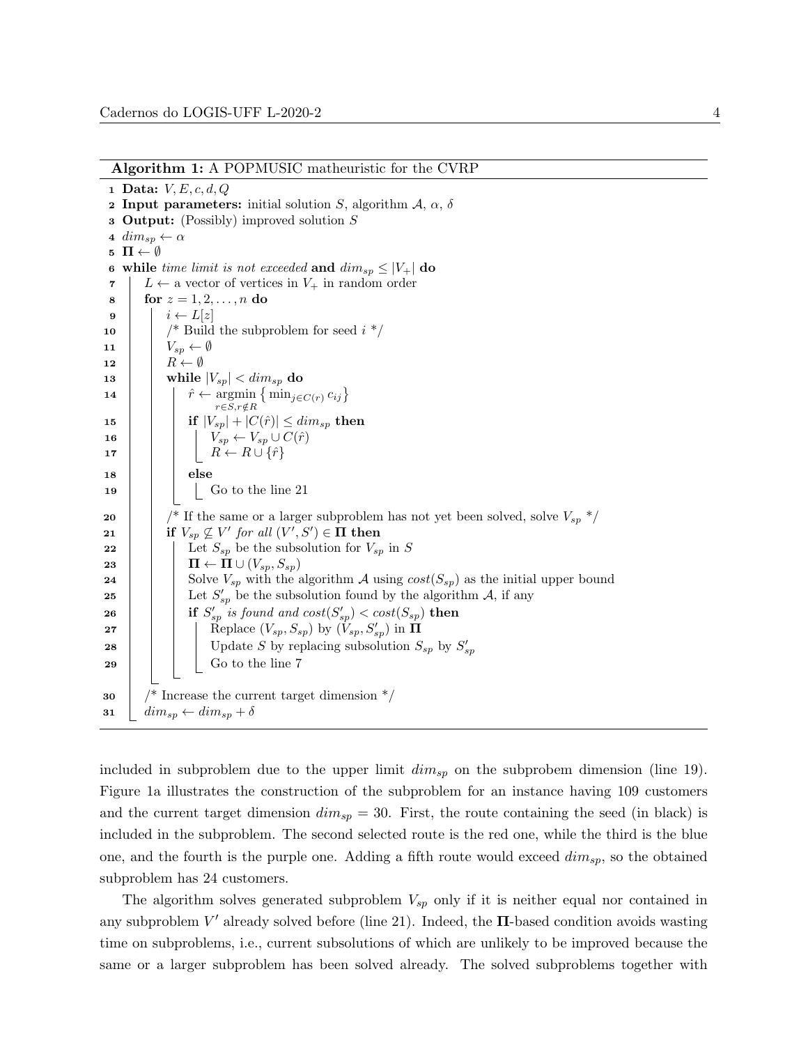**Algorithm 1:** A POPMUSIC matheuristic for the CVRP

```
1  Data: V, E, c, d, Q
2  Input parameters: initial solution S, algorithm 𝒜, α, δ
3  Output: (Possibly) improved solution S
4  dim_sp ← α
5  Π ← ∅
6  while time limit is not exceeded and dim_sp ≤ |V_+| do
7      L ← a vector of vertices in V_+ in random order
8      for z = 1, 2, ..., n do
9          i ← L[z]
10         /* Build the subproblem for seed i */
11         V_sp ← ∅
12         R ← ∅
13         while |V_sp| < dim_sp do
14             r̂ ← argmin_{r∈S, r∉R} { min_{j∈C(r)} c_ij }
15             if |V_sp| + |C(r̂)| ≤ dim_sp then
16                 V_sp ← V_sp ∪ C(r̂)
17                 R ← R ∪ {r̂}
18             else
19                 Go to the line 21
20         /* If the same or a larger subproblem has not yet been solved, solve V_sp */
21         if V_sp ⊈ V' for all (V', S') ∈ Π then
22             Let S_sp be the subsolution for V_sp in S
23             Π ← Π ∪ (V_sp, S_sp)
24             Solve V_sp with the algorithm 𝒜 using cost(S_sp) as the initial upper bound
25             Let S'_sp be the subsolution found by the algorithm 𝒜, if any
26             if S'_sp is found and cost(S'_sp) < cost(S_sp) then
27                 Replace (V_sp, S_sp) by (V_sp, S'_sp) in Π
28                 Update S by replacing subsolution S_sp by S'_sp
29                 Go to the line 7
30     /* Increase the current target dimension */
31     dim_sp ← dim_sp + δ
```

included in subproblem due to the upper limit $dim_{sp}$ on the subprobem dimension (line 19). Figure 1a illustrates the construction of the subproblem for an instance having 109 customers and the current target dimension $dim_{sp} = 30$. First, the route containing the seed (in black) is included in the subproblem. The second selected route is the red one, while the third is the blue one, and the fourth is the purple one. Adding a fifth route would exceed $dim_{sp}$, so the obtained subproblem has 24 customers.

The algorithm solves generated subproblem $V_{sp}$ only if it is neither equal nor contained in any subproblem $V'$ already solved before (line 21). Indeed, the $\mathbf{\Pi}$-based condition avoids wasting time on subproblems, i.e., current subsolutions of which are unlikely to be improved because the same or a larger subproblem has been solved already. The solved subproblems together with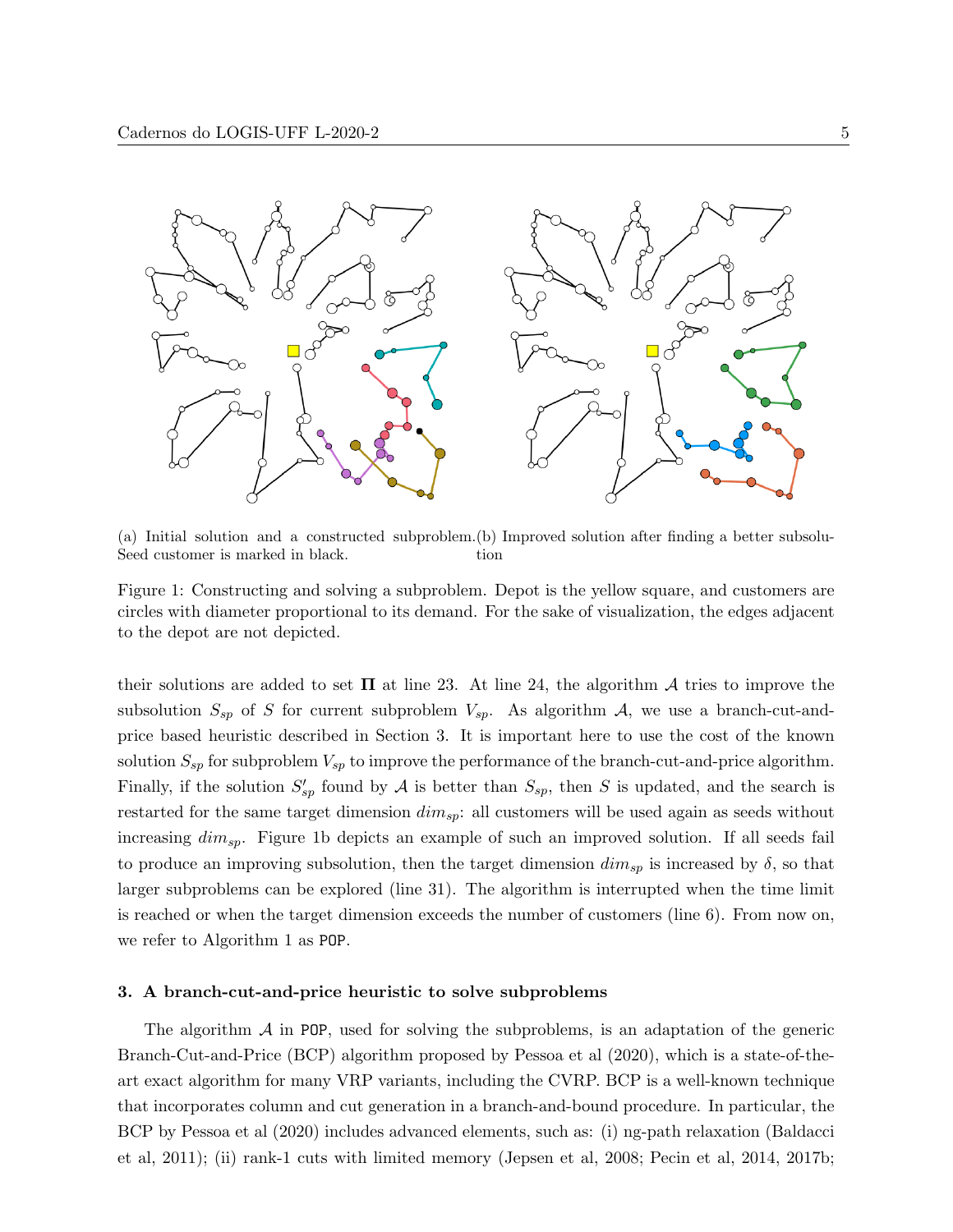(a) Initial solution and a constructed subproblem. Seed customer is marked in black.

(b) Improved solution after finding a better subsolution

Figure 1: Constructing and solving a subproblem. Depot is the yellow square, and customers are circles with diameter proportional to its demand. For the sake of visualization, the edges adjacent to the depot are not depicted.

their solutions are added to set $\mathbf{\Pi}$ at line 23. At line 24, the algorithm $\mathcal{A}$ tries to improve the subsolution $S_{sp}$ of $S$ for current subproblem $V_{sp}$. As algorithm $\mathcal{A}$, we use a branch-cut-and-price based heuristic described in Section 3. It is important here to use the cost of the known solution $S_{sp}$ for subproblem $V_{sp}$ to improve the performance of the branch-cut-and-price algorithm. Finally, if the solution $S'_{sp}$ found by $\mathcal{A}$ is better than $S_{sp}$, then $S$ is updated, and the search is restarted for the same target dimension $dim_{sp}$: all customers will be used again as seeds without increasing $dim_{sp}$. Figure 1b depicts an example of such an improved solution. If all seeds fail to produce an improving subsolution, then the target dimension $dim_{sp}$ is increased by $\delta$, so that larger subproblems can be explored (line 31). The algorithm is interrupted when the time limit is reached or when the target dimension exceeds the number of customers (line 6). From now on, we refer to Algorithm 1 as POP.

### 3. A branch-cut-and-price heuristic to solve subproblems

The algorithm $\mathcal{A}$ in POP, used for solving the subproblems, is an adaptation of the generic Branch-Cut-and-Price (BCP) algorithm proposed by Pessoa et al (2020), which is a state-of-the-art exact algorithm for many VRP variants, including the CVRP. BCP is a well-known technique that incorporates column and cut generation in a branch-and-bound procedure. In particular, the BCP by Pessoa et al (2020) includes advanced elements, such as: (i) ng-path relaxation (Baldacci et al, 2011); (ii) rank-1 cuts with limited memory (Jepsen et al, 2008; Pecin et al, 2014, 2017b;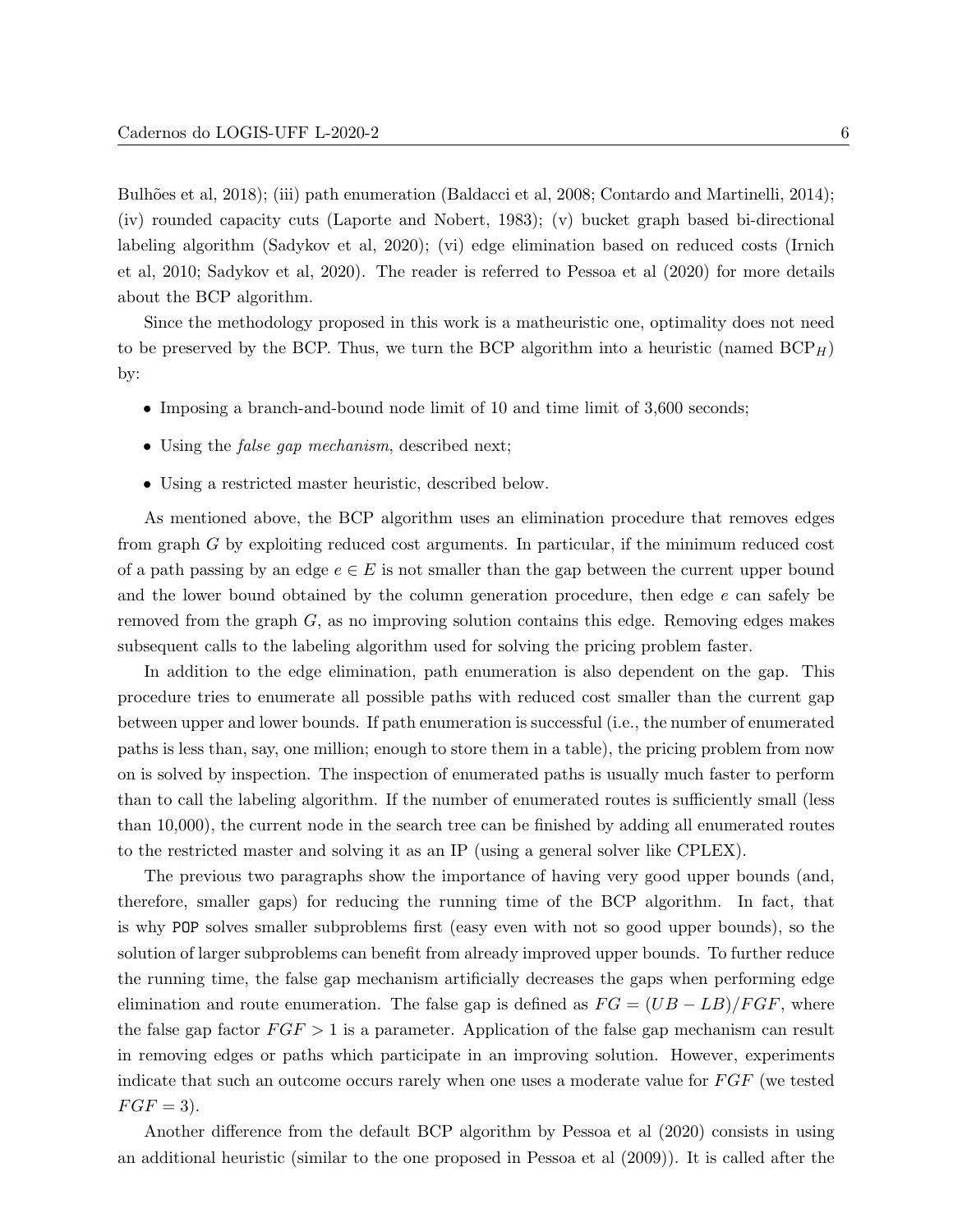Bulhões et al, 2018); (iii) path enumeration (Baldacci et al, 2008; Contardo and Martinelli, 2014); (iv) rounded capacity cuts (Laporte and Nobert, 1983); (v) bucket graph based bi-directional labeling algorithm (Sadykov et al, 2020); (vi) edge elimination based on reduced costs (Irnich et al, 2010; Sadykov et al, 2020). The reader is referred to Pessoa et al (2020) for more details about the BCP algorithm.

Since the methodology proposed in this work is a matheuristic one, optimality does not need to be preserved by the BCP. Thus, we turn the BCP algorithm into a heuristic (named $\text{BCP}_H$) by:

- Imposing a branch-and-bound node limit of 10 and time limit of 3,600 seconds;
- Using the *false gap mechanism*, described next;
- Using a restricted master heuristic, described below.

As mentioned above, the BCP algorithm uses an elimination procedure that removes edges from graph $G$ by exploiting reduced cost arguments. In particular, if the minimum reduced cost of a path passing by an edge $e \in E$ is not smaller than the gap between the current upper bound and the lower bound obtained by the column generation procedure, then edge $e$ can safely be removed from the graph $G$, as no improving solution contains this edge. Removing edges makes subsequent calls to the labeling algorithm used for solving the pricing problem faster.

In addition to the edge elimination, path enumeration is also dependent on the gap. This procedure tries to enumerate all possible paths with reduced cost smaller than the current gap between upper and lower bounds. If path enumeration is successful (i.e., the number of enumerated paths is less than, say, one million; enough to store them in a table), the pricing problem from now on is solved by inspection. The inspection of enumerated paths is usually much faster to perform than to call the labeling algorithm. If the number of enumerated routes is sufficiently small (less than 10,000), the current node in the search tree can be finished by adding all enumerated routes to the restricted master and solving it as an IP (using a general solver like CPLEX).

The previous two paragraphs show the importance of having very good upper bounds (and, therefore, smaller gaps) for reducing the running time of the BCP algorithm. In fact, that is why `POP` solves smaller subproblems first (easy even with not so good upper bounds), so the solution of larger subproblems can benefit from already improved upper bounds. To further reduce the running time, the false gap mechanism artificially decreases the gaps when performing edge elimination and route enumeration. The false gap is defined as $FG = (UB - LB)/FGF$, where the false gap factor $FGF > 1$ is a parameter. Application of the false gap mechanism can result in removing edges or paths which participate in an improving solution. However, experiments indicate that such an outcome occurs rarely when one uses a moderate value for $FGF$ (we tested $FGF = 3$).

Another difference from the default BCP algorithm by Pessoa et al (2020) consists in using an additional heuristic (similar to the one proposed in Pessoa et al (2009)). It is called after the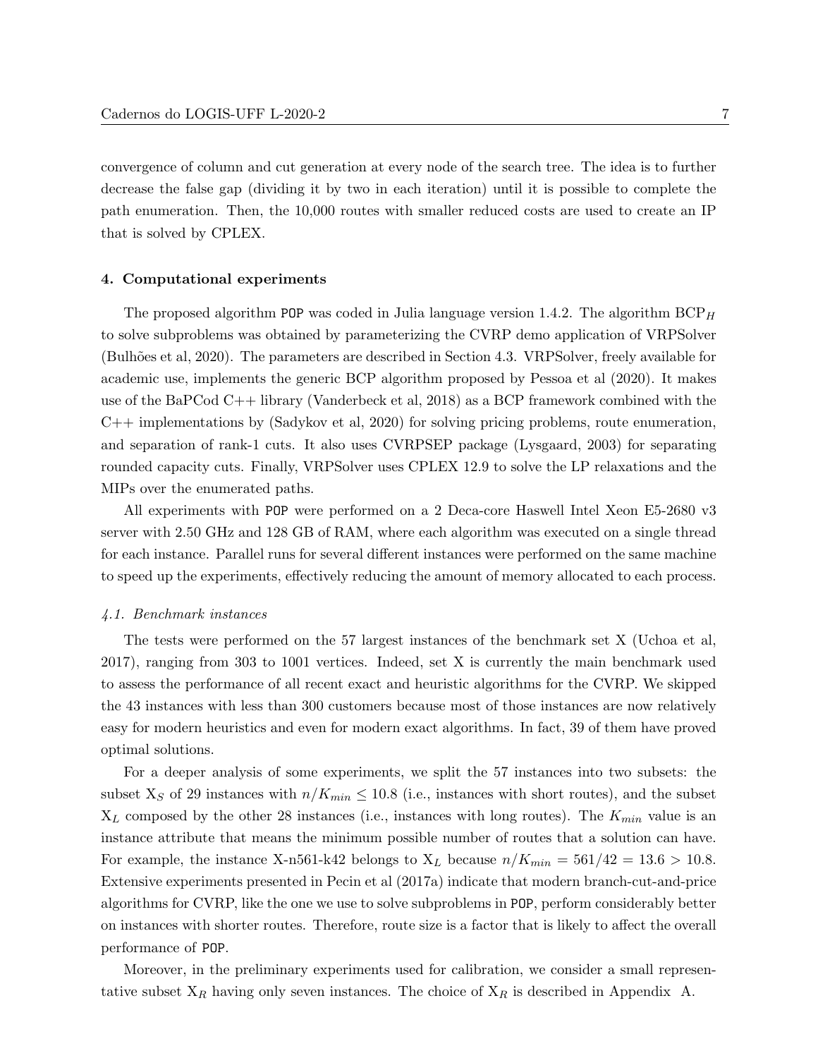convergence of column and cut generation at every node of the search tree. The idea is to further decrease the false gap (dividing it by two in each iteration) until it is possible to complete the path enumeration. Then, the 10,000 routes with smaller reduced costs are used to create an IP that is solved by CPLEX.

## 4. Computational experiments

The proposed algorithm `POP` was coded in Julia language version 1.4.2. The algorithm $\text{BCP}_H$ to solve subproblems was obtained by parameterizing the CVRP demo application of VRPSolver (Bulhões et al, 2020). The parameters are described in Section 4.3. VRPSolver, freely available for academic use, implements the generic BCP algorithm proposed by Pessoa et al (2020). It makes use of the BaPCod C++ library (Vanderbeck et al, 2018) as a BCP framework combined with the C++ implementations by (Sadykov et al, 2020) for solving pricing problems, route enumeration, and separation of rank-1 cuts. It also uses CVRPSEP package (Lysgaard, 2003) for separating rounded capacity cuts. Finally, VRPSolver uses CPLEX 12.9 to solve the LP relaxations and the MIPs over the enumerated paths.

All experiments with `POP` were performed on a 2 Deca-core Haswell Intel Xeon E5-2680 v3 server with 2.50 GHz and 128 GB of RAM, where each algorithm was executed on a single thread for each instance. Parallel runs for several different instances were performed on the same machine to speed up the experiments, effectively reducing the amount of memory allocated to each process.

### *4.1. Benchmark instances*

The tests were performed on the 57 largest instances of the benchmark set X (Uchoa et al, 2017), ranging from 303 to 1001 vertices. Indeed, set X is currently the main benchmark used to assess the performance of all recent exact and heuristic algorithms for the CVRP. We skipped the 43 instances with less than 300 customers because most of those instances are now relatively easy for modern heuristics and even for modern exact algorithms. In fact, 39 of them have proved optimal solutions.

For a deeper analysis of some experiments, we split the 57 instances into two subsets: the subset $\text{X}_S$ of 29 instances with $n/K_{min} \leq 10.8$ (i.e., instances with short routes), and the subset $\text{X}_L$ composed by the other 28 instances (i.e., instances with long routes). The $K_{min}$ value is an instance attribute that means the minimum possible number of routes that a solution can have. For example, the instance X-n561-k42 belongs to $\text{X}_L$ because $n/K_{min} = 561/42 = 13.6 > 10.8$. Extensive experiments presented in Pecin et al (2017a) indicate that modern branch-cut-and-price algorithms for CVRP, like the one we use to solve subproblems in `POP`, perform considerably better on instances with shorter routes. Therefore, route size is a factor that is likely to affect the overall performance of `POP`.

Moreover, in the preliminary experiments used for calibration, we consider a small representative subset $\text{X}_R$ having only seven instances. The choice of $\text{X}_R$ is described in Appendix A.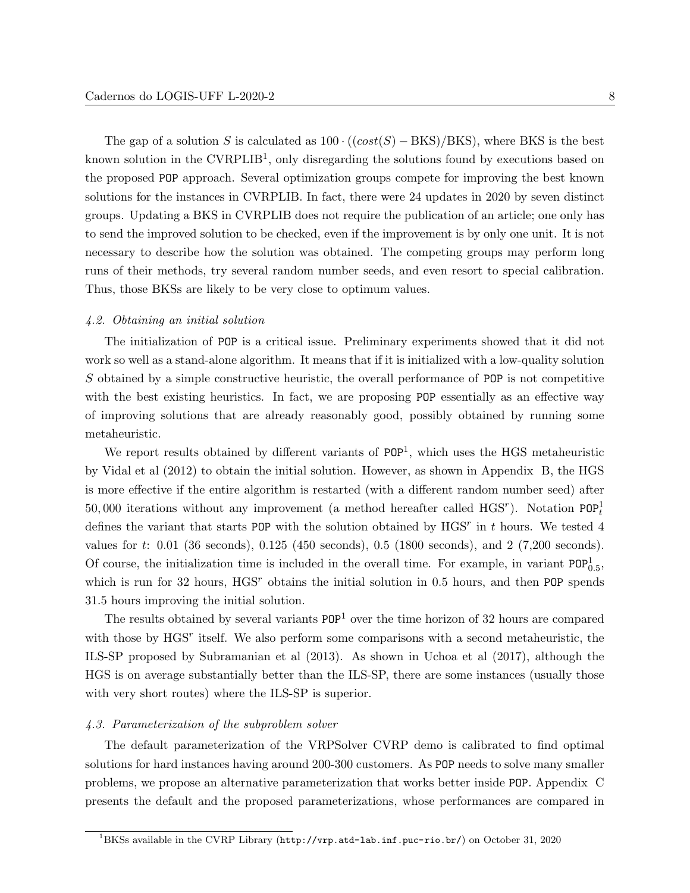The gap of a solution $S$ is calculated as $100 \cdot ((cost(S) - \text{BKS})/\text{BKS})$, where BKS is the best known solution in the CVRPLIB[1], only disregarding the solutions found by executions based on the proposed `POP` approach. Several optimization groups compete for improving the best known solutions for the instances in CVRPLIB. In fact, there were 24 updates in 2020 by seven distinct groups. Updating a BKS in CVRPLIB does not require the publication of an article; one only has to send the improved solution to be checked, even if the improvement is by only one unit. It is not necessary to describe how the solution was obtained. The competing groups may perform long runs of their methods, try several random number seeds, and even resort to special calibration. Thus, those BKSs are likely to be very close to optimum values.

### *4.2. Obtaining an initial solution*

The initialization of `POP` is a critical issue. Preliminary experiments showed that it did not work so well as a stand-alone algorithm. It means that if it is initialized with a low-quality solution $S$ obtained by a simple constructive heuristic, the overall performance of `POP` is not competitive with the best existing heuristics. In fact, we are proposing `POP` essentially as an effective way of improving solutions that are already reasonably good, possibly obtained by running some metaheuristic.

We report results obtained by different variants of $\texttt{POP}^1$, which uses the HGS metaheuristic by Vidal et al (2012) to obtain the initial solution. However, as shown in Appendix B, the HGS is more effective if the entire algorithm is restarted (with a different random number seed) after 50,000 iterations without any improvement (a method hereafter called $\text{HGS}^r$). Notation $\texttt{POP}^1_t$ defines the variant that starts `POP` with the solution obtained by $\text{HGS}^r$ in $t$ hours. We tested 4 values for $t$: 0.01 (36 seconds), 0.125 (450 seconds), 0.5 (1800 seconds), and 2 (7,200 seconds). Of course, the initialization time is included in the overall time. For example, in variant $\texttt{POP}^1_{0.5}$, which is run for 32 hours, $\text{HGS}^r$ obtains the initial solution in 0.5 hours, and then `POP` spends 31.5 hours improving the initial solution.

The results obtained by several variants $\texttt{POP}^1$ over the time horizon of 32 hours are compared with those by $\text{HGS}^r$ itself. We also perform some comparisons with a second metaheuristic, the ILS-SP proposed by Subramanian et al (2013). As shown in Uchoa et al (2017), although the HGS is on average substantially better than the ILS-SP, there are some instances (usually those with very short routes) where the ILS-SP is superior.

### *4.3. Parameterization of the subproblem solver*

The default parameterization of the VRPSolver CVRP demo is calibrated to find optimal solutions for hard instances having around 200-300 customers. As `POP` needs to solve many smaller problems, we propose an alternative parameterization that works better inside `POP`. Appendix C presents the default and the proposed parameterizations, whose performances are compared in

[1] BKSs available in the CVRP Library (`http://vrp.atd-lab.inf.puc-rio.br/`) on October 31, 2020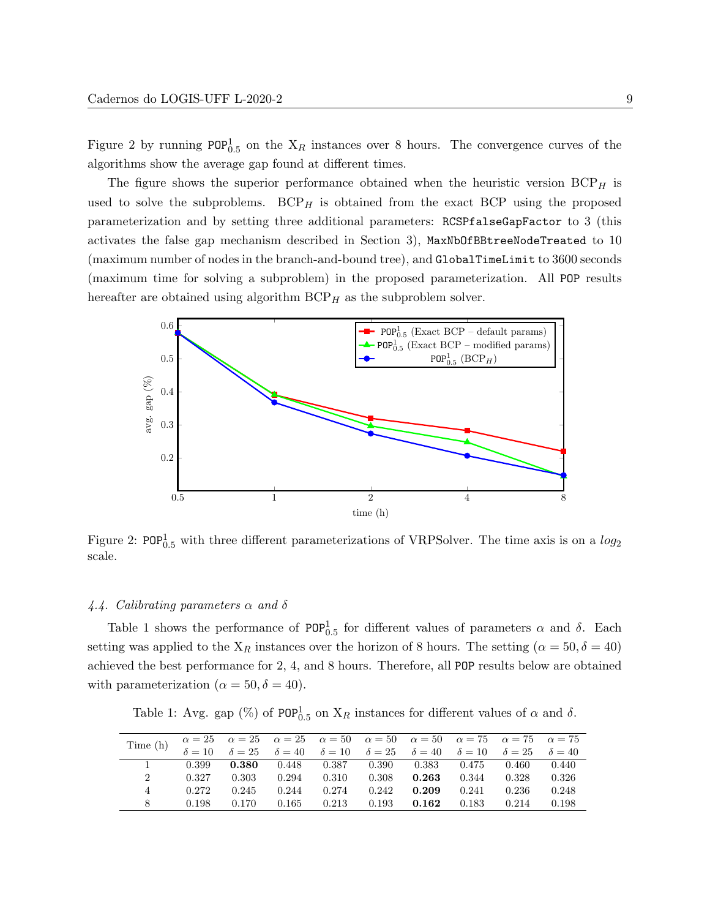Figure 2 by running $\texttt{POP}^1_{0.5}$ on the $\text{X}_R$ instances over 8 hours. The convergence curves of the algorithms show the average gap found at different times.

The figure shows the superior performance obtained when the heuristic version $\text{BCP}_H$ is used to solve the subproblems. $\text{BCP}_H$ is obtained from the exact BCP using the proposed parameterization and by setting three additional parameters: `RCSPfalseGapFactor` to 3 (this activates the false gap mechanism described in Section 3), `MaxNbOfBBtreeNodeTreated` to 10 (maximum number of nodes in the branch-and-bound tree), and `GlobalTimeLimit` to 3600 seconds (maximum time for solving a subproblem) in the proposed parameterization. All `POP` results hereafter are obtained using algorithm $\text{BCP}_H$ as the subproblem solver.

Figure 2: $\texttt{POP}^1_{0.5}$ with three different parameterizations of VRPSolver. The time axis is on a $log_2$ scale.

### *4.4. Calibrating parameters $\alpha$ and $\delta$*

Table 1 shows the performance of $\texttt{POP}^1_{0.5}$ for different values of parameters $\alpha$ and $\delta$. Each setting was applied to the $\text{X}_R$ instances over the horizon of 8 hours. The setting ($\alpha = 50, \delta = 40$) achieved the best performance for 2, 4, and 8 hours. Therefore, all `POP` results below are obtained with parameterization ($\alpha = 50, \delta = 40$).

Table 1: Avg. gap (%) of $\texttt{POP}^1_{0.5}$ on $\text{X}_R$ instances for different values of $\alpha$ and $\delta$.

| Time (h) | $\alpha = 25$ $\delta = 10$ | $\alpha = 25$ $\delta = 25$ | $\alpha = 25$ $\delta = 40$ | $\alpha = 50$ $\delta = 10$ | $\alpha = 50$ $\delta = 25$ | $\alpha = 50$ $\delta = 40$ | $\alpha = 75$ $\delta = 10$ | $\alpha = 75$ $\delta = 25$ | $\alpha = 75$ $\delta = 40$ |
|---|---|---|---|---|---|---|---|---|---|
| 1 | 0.399 | **0.380** | 0.448 | 0.387 | 0.390 | 0.383 | 0.475 | 0.460 | 0.440 |
| 2 | 0.327 | 0.303 | 0.294 | 0.310 | 0.308 | **0.263** | 0.344 | 0.328 | 0.326 |
| 4 | 0.272 | 0.245 | 0.244 | 0.274 | 0.242 | **0.209** | 0.241 | 0.236 | 0.248 |
| 8 | 0.198 | 0.170 | 0.165 | 0.213 | 0.193 | **0.162** | 0.183 | 0.214 | 0.198 |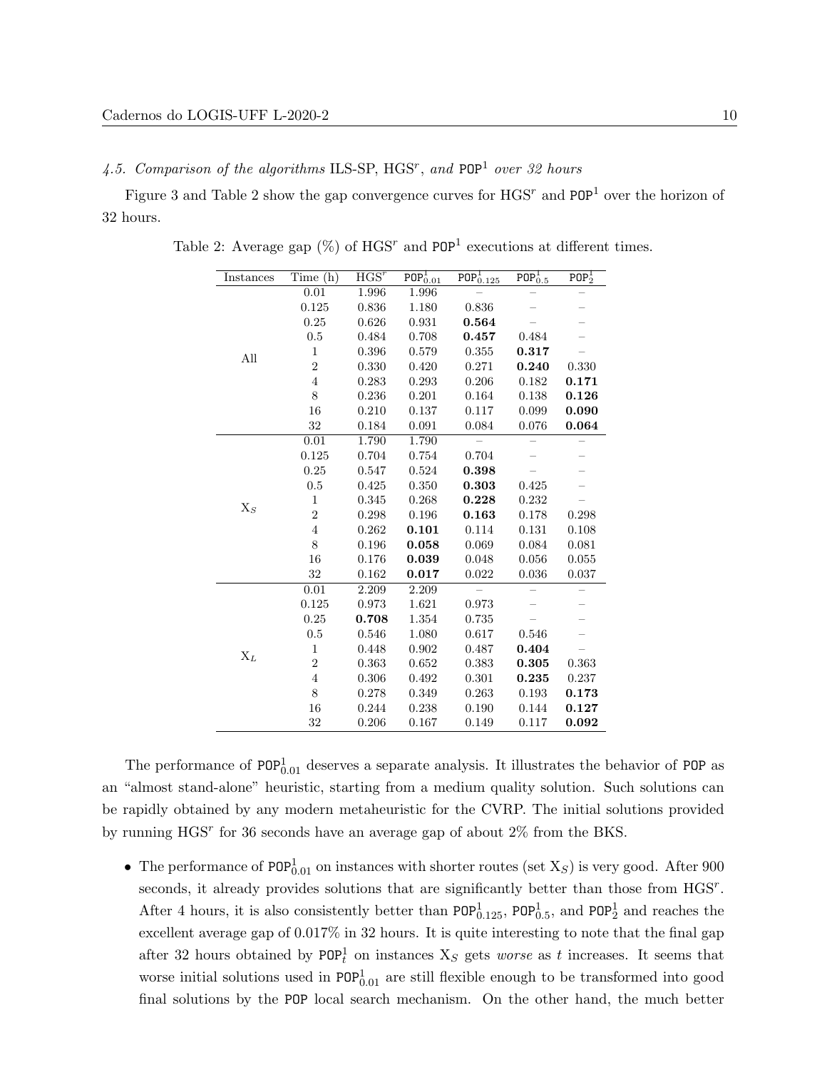### 4.5. Comparison of the algorithms ILS-SP, HGS$^r$, and POP$^1$ over 32 hours

Figure 3 and Table 2 show the gap convergence curves for HGS$^r$ and POP$^1$ over the horizon of 32 hours.

Table 2: Average gap (%) of HGS$^r$ and POP$^1$ executions at different times.

| Instances | Time (h) | HGS$^r$ | POP$^1_{0.01}$ | POP$^1_{0.125}$ | POP$^1_{0.5}$ | POP$^1_2$ |
|---|---|---|---|---|---|---|
| All | 0.01 | 1.996 | 1.996 | – | – | – |
| | 0.125 | 0.836 | 1.180 | 0.836 | – | – |
| | 0.25 | 0.626 | 0.931 | **0.564** | – | – |
| | 0.5 | 0.484 | 0.708 | **0.457** | 0.484 | – |
| | 1 | 0.396 | 0.579 | 0.355 | **0.317** | – |
| | 2 | 0.330 | 0.420 | 0.271 | **0.240** | 0.330 |
| | 4 | 0.283 | 0.293 | 0.206 | 0.182 | **0.171** |
| | 8 | 0.236 | 0.201 | 0.164 | 0.138 | **0.126** |
| | 16 | 0.210 | 0.137 | 0.117 | 0.099 | **0.090** |
| | 32 | 0.184 | 0.091 | 0.084 | 0.076 | **0.064** |
| $X_S$ | 0.01 | 1.790 | 1.790 | – | – | – |
| | 0.125 | 0.704 | 0.754 | 0.704 | – | – |
| | 0.25 | 0.547 | 0.524 | **0.398** | – | – |
| | 0.5 | 0.425 | 0.350 | **0.303** | 0.425 | – |
| | 1 | 0.345 | 0.268 | **0.228** | 0.232 | – |
| | 2 | 0.298 | 0.196 | **0.163** | 0.178 | 0.298 |
| | 4 | 0.262 | **0.101** | 0.114 | 0.131 | 0.108 |
| | 8 | 0.196 | **0.058** | 0.069 | 0.084 | 0.081 |
| | 16 | 0.176 | **0.039** | 0.048 | 0.056 | 0.055 |
| | 32 | 0.162 | **0.017** | 0.022 | 0.036 | 0.037 |
| $X_L$ | 0.01 | 2.209 | 2.209 | – | – | – |
| | 0.125 | 0.973 | 1.621 | 0.973 | – | – |
| | 0.25 | **0.708** | 1.354 | 0.735 | – | – |
| | 0.5 | 0.546 | 1.080 | 0.617 | 0.546 | – |
| | 1 | 0.448 | 0.902 | 0.487 | **0.404** | – |
| | 2 | 0.363 | 0.652 | 0.383 | **0.305** | 0.363 |
| | 4 | 0.306 | 0.492 | 0.301 | **0.235** | 0.237 |
| | 8 | 0.278 | 0.349 | 0.263 | 0.193 | **0.173** |
| | 16 | 0.244 | 0.238 | 0.190 | 0.144 | **0.127** |
| | 32 | 0.206 | 0.167 | 0.149 | 0.117 | **0.092** |

The performance of POP$^1_{0.01}$ deserves a separate analysis. It illustrates the behavior of POP as an "almost stand-alone" heuristic, starting from a medium quality solution. Such solutions can be rapidly obtained by any modern metaheuristic for the CVRP. The initial solutions provided by running HGS$^r$ for 36 seconds have an average gap of about 2% from the BKS.

- The performance of POP$^1_{0.01}$ on instances with shorter routes (set $X_S$) is very good. After 900 seconds, it already provides solutions that are significantly better than those from HGS$^r$. After 4 hours, it is also consistently better than POP$^1_{0.125}$, POP$^1_{0.5}$, and POP$^1_2$ and reaches the excellent average gap of 0.017% in 32 hours. It is quite interesting to note that the final gap after 32 hours obtained by POP$^1_t$ on instances $X_S$ gets *worse* as $t$ increases. It seems that worse initial solutions used in POP$^1_{0.01}$ are still flexible enough to be transformed into good final solutions by the POP local search mechanism. On the other hand, the much better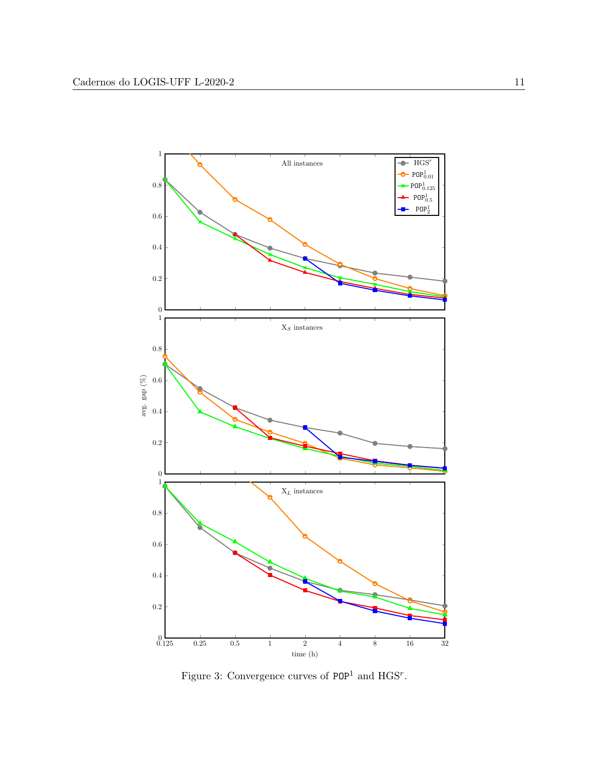Figure 3: Convergence curves of $\texttt{POP}^1$ and $\text{HGS}^r$.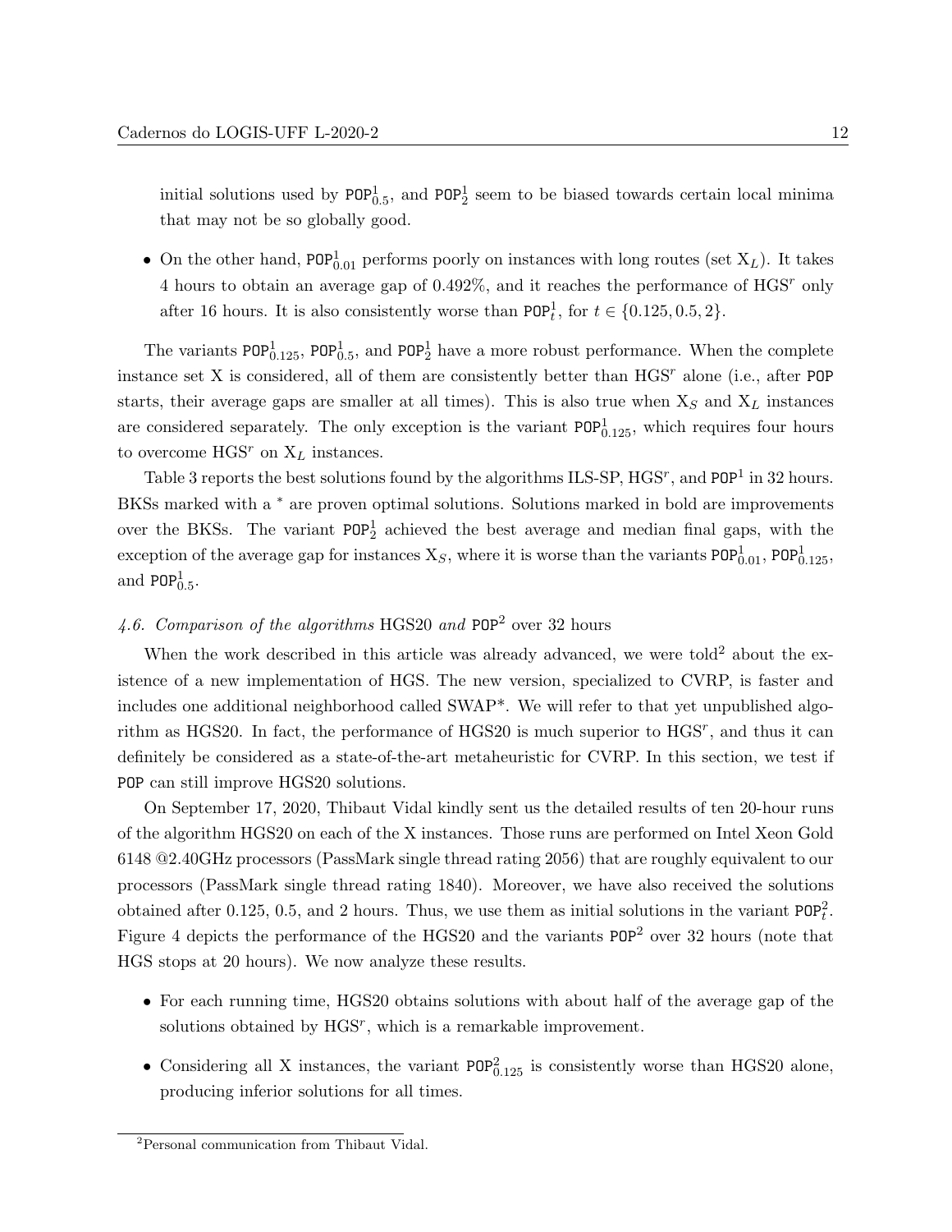initial solutions used by $\texttt{POP}^1_{0.5}$, and $\texttt{POP}^1_2$ seem to be biased towards certain local minima that may not be so globally good.

- On the other hand, $\texttt{POP}^1_{0.01}$ performs poorly on instances with long routes (set $X_L$). It takes 4 hours to obtain an average gap of 0.492%, and it reaches the performance of $\text{HGS}^r$ only after 16 hours. It is also consistently worse than $\texttt{POP}^1_t$, for $t \in \{0.125, 0.5, 2\}$.

The variants $\texttt{POP}^1_{0.125}$, $\texttt{POP}^1_{0.5}$, and $\texttt{POP}^1_2$ have a more robust performance. When the complete instance set X is considered, all of them are consistently better than $\text{HGS}^r$ alone (i.e., after POP starts, their average gaps are smaller at all times). This is also true when $X_S$ and $X_L$ instances are considered separately. The only exception is the variant $\texttt{POP}^1_{0.125}$, which requires four hours to overcome $\text{HGS}^r$ on $X_L$ instances.

Table 3 reports the best solutions found by the algorithms ILS-SP, $\text{HGS}^r$, and $\texttt{POP}^1$ in 32 hours. BKSs marked with a * are proven optimal solutions. Solutions marked in bold are improvements over the BKSs. The variant $\texttt{POP}^1_2$ achieved the best average and median final gaps, with the exception of the average gap for instances $X_S$, where it is worse than the variants $\texttt{POP}^1_{0.01}$, $\texttt{POP}^1_{0.125}$, and $\texttt{POP}^1_{0.5}$.

### *4.6. Comparison of the algorithms* HGS20 *and* $\texttt{POP}^2$ over 32 hours

When the work described in this article was already advanced, we were told[2] about the existence of a new implementation of HGS. The new version, specialized to CVRP, is faster and includes one additional neighborhood called SWAP*. We will refer to that yet unpublished algorithm as HGS20. In fact, the performance of HGS20 is much superior to $\text{HGS}^r$, and thus it can definitely be considered as a state-of-the-art metaheuristic for CVRP. In this section, we test if POP can still improve HGS20 solutions.

On September 17, 2020, Thibaut Vidal kindly sent us the detailed results of ten 20-hour runs of the algorithm HGS20 on each of the X instances. Those runs are performed on Intel Xeon Gold 6148 @2.40GHz processors (PassMark single thread rating 2056) that are roughly equivalent to our processors (PassMark single thread rating 1840). Moreover, we have also received the solutions obtained after 0.125, 0.5, and 2 hours. Thus, we use them as initial solutions in the variant $\texttt{POP}^2_t$. Figure 4 depicts the performance of the HGS20 and the variants $\texttt{POP}^2$ over 32 hours (note that HGS stops at 20 hours). We now analyze these results.

- For each running time, HGS20 obtains solutions with about half of the average gap of the solutions obtained by $\text{HGS}^r$, which is a remarkable improvement.
- Considering all X instances, the variant $\texttt{POP}^2_{0.125}$ is consistently worse than HGS20 alone, producing inferior solutions for all times.

[2]Personal communication from Thibaut Vidal.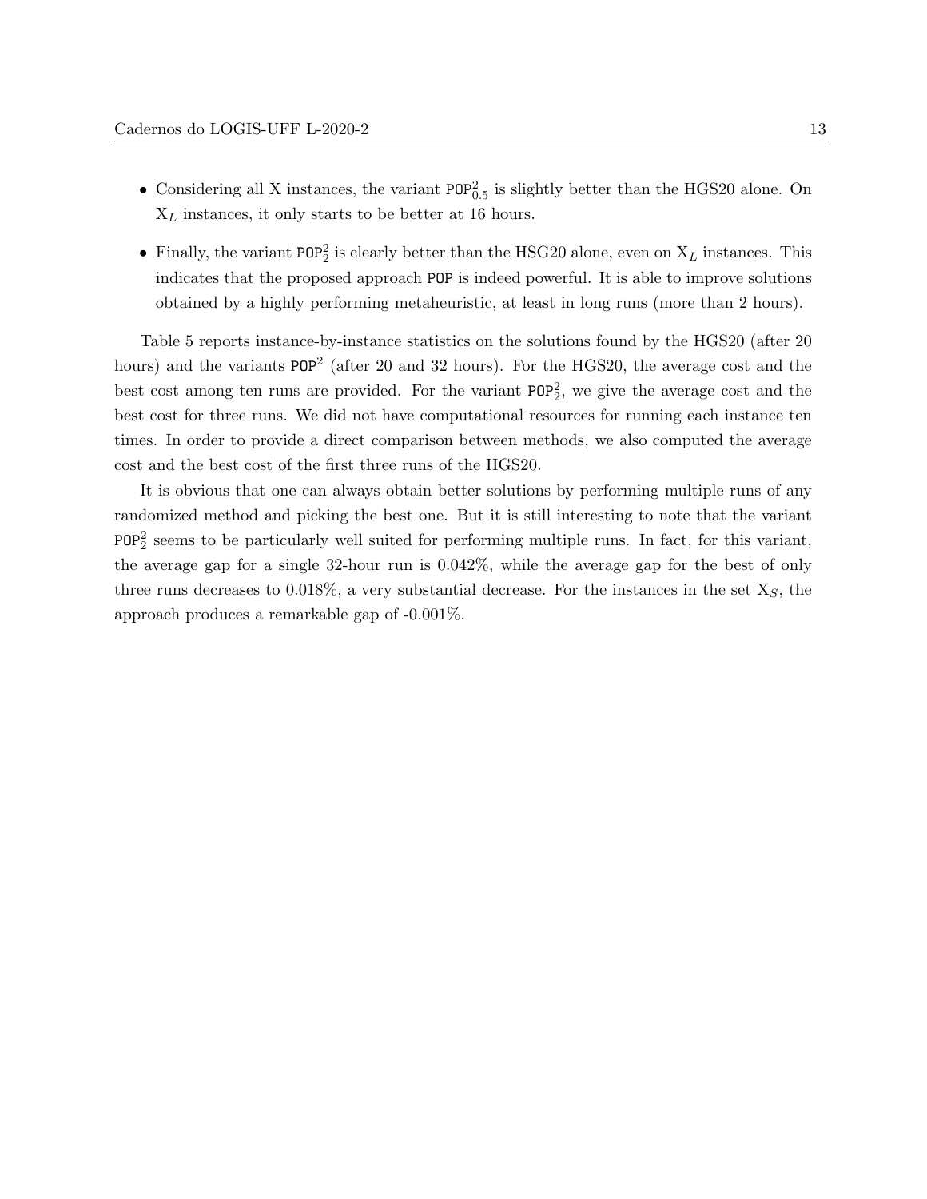- Considering all X instances, the variant $\texttt{POP}^2_{0.5}$ is slightly better than the HGS20 alone. On $\mathrm{X}_L$ instances, it only starts to be better at 16 hours.

- Finally, the variant $\texttt{POP}^2_2$ is clearly better than the HSG20 alone, even on $\mathrm{X}_L$ instances. This indicates that the proposed approach $\texttt{POP}$ is indeed powerful. It is able to improve solutions obtained by a highly performing metaheuristic, at least in long runs (more than 2 hours).

Table 5 reports instance-by-instance statistics on the solutions found by the HGS20 (after 20 hours) and the variants $\texttt{POP}^2$ (after 20 and 32 hours). For the HGS20, the average cost and the best cost among ten runs are provided. For the variant $\texttt{POP}^2_2$, we give the average cost and the best cost for three runs. We did not have computational resources for running each instance ten times. In order to provide a direct comparison between methods, we also computed the average cost and the best cost of the first three runs of the HGS20.

It is obvious that one can always obtain better solutions by performing multiple runs of any randomized method and picking the best one. But it is still interesting to note that the variant $\texttt{POP}^2_2$ seems to be particularly well suited for performing multiple runs. In fact, for this variant, the average gap for a single 32-hour run is 0.042%, while the average gap for the best of only three runs decreases to 0.018%, a very substantial decrease. For the instances in the set $\mathrm{X}_S$, the approach produces a remarkable gap of -0.001%.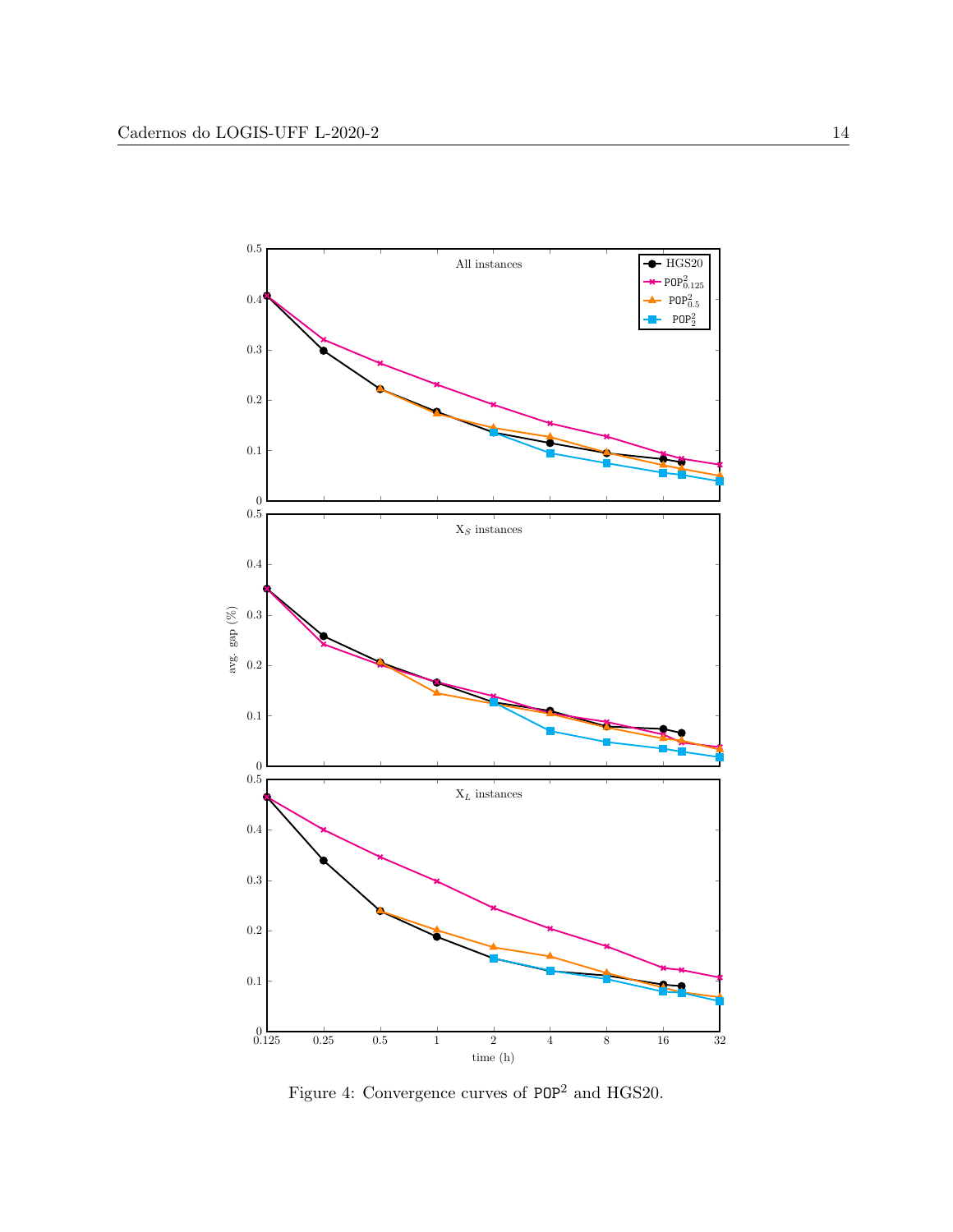Figure 4: Convergence curves of $\texttt{POP}^2$ and HGS20.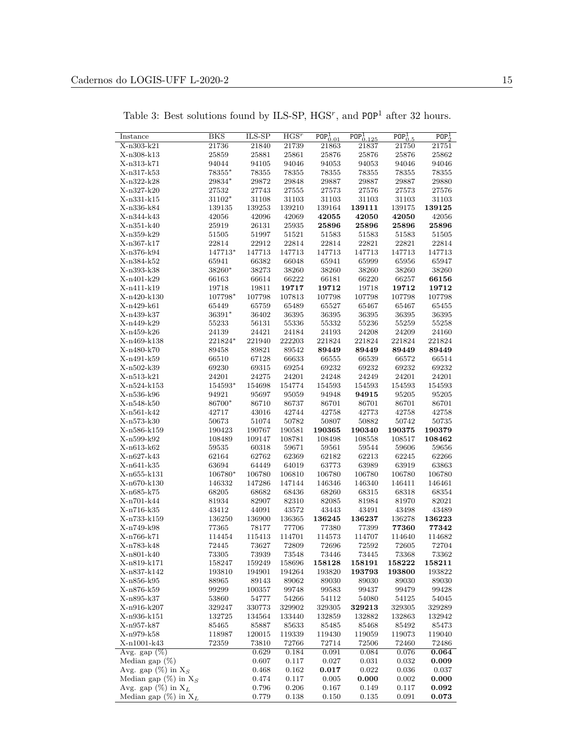Table 3: Best solutions found by ILS-SP, $HGS^r$, and $\texttt{POP}^1$ after 32 hours.

| Instance | BKS | ILS-SP | $HGS^r$ | $\texttt{POP}^1_{0.01}$ | $\texttt{POP}^1_{0.125}$ | $\texttt{POP}^1_{0.5}$ | $\texttt{POP}^1_{2}$ |
|---|---|---|---|---|---|---|---|
| X-n303-k21 | 21736 | 21840 | 21739 | 21863 | 21837 | 21750 | 21751 |
| X-n308-k13 | 25859 | 25881 | 25861 | 25876 | 25876 | 25876 | 25862 |
| X-n313-k71 | 94044 | 94105 | 94046 | 94053 | 94053 | 94046 | 94046 |
| X-n317-k53 | 78355* | 78355 | 78355 | 78355 | 78355 | 78355 | 78355 |
| X-n322-k28 | 29834* | 29872 | 29848 | 29887 | 29887 | 29887 | 29880 |
| X-n327-k20 | 27532 | 27743 | 27555 | 27573 | 27576 | 27573 | 27576 |
| X-n331-k15 | 31102* | 31108 | 31103 | 31103 | 31103 | 31103 | 31103 |
| X-n336-k84 | 139135 | 139253 | 139210 | 139164 | **139111** | 139175 | **139125** |
| X-n344-k43 | 42056 | 42096 | 42069 | **42055** | **42050** | **42050** | 42056 |
| X-n351-k40 | 25919 | 26131 | 25935 | **25896** | **25896** | **25896** | **25896** |
| X-n359-k29 | 51505 | 51997 | 51521 | 51583 | 51583 | 51583 | 51505 |
| X-n367-k17 | 22814 | 22912 | 22814 | 22814 | 22821 | 22821 | 22814 |
| X-n376-k94 | 147713* | 147713 | 147713 | 147713 | 147713 | 147713 | 147713 |
| X-n384-k52 | 65941 | 66382 | 66048 | 65941 | 65999 | 65956 | 65947 |
| X-n393-k38 | 38260* | 38273 | 38260 | 38260 | 38260 | 38260 | 38260 |
| X-n401-k29 | 66163 | 66614 | 66222 | 66181 | 66220 | 66257 | **66156** |
| X-n411-k19 | 19718 | 19811 | **19717** | **19712** | 19718 | **19712** | **19712** |
| X-n420-k130 | 107798* | 107813 | 107813 | 107798 | 107798 | 107798 | 107798 |
| X-n429-k61 | 65449 | 65759 | 65489 | 65527 | 65467 | 65467 | 65455 |
| X-n439-k37 | 36391* | 36402 | 36395 | 36395 | 36395 | 36395 | 36395 |
| X-n449-k29 | 55233 | 56131 | 55336 | 55332 | 55236 | 55259 | 55258 |
| X-n459-k26 | 24139 | 24421 | 24184 | 24193 | 24208 | 24209 | 24160 |
| X-n469-k138 | 221824* | 221940 | 222203 | 221824 | 221824 | 221824 | 221824 |
| X-n480-k70 | 89458 | 89821 | 89542 | **89449** | **89449** | **89449** | **89449** |
| X-n491-k59 | 66510 | 67128 | 66633 | 66555 | 66539 | 66572 | 66514 |
| X-n502-k39 | 69230 | 69315 | 69254 | 69232 | 69232 | 69232 | 69232 |
| X-n513-k21 | 24201 | 24275 | 24201 | 24248 | 24249 | 24201 | 24201 |
| X-n524-k153 | 154593* | 154698 | 154774 | 154593 | 154593 | 154593 | 154593 |
| X-n536-k96 | 94921 | 95697 | 95059 | 94948 | **94915** | 95205 | 95205 |
| X-n548-k50 | 86700* | 86710 | 86737 | 86701 | 86701 | 86701 | 86701 |
| X-n561-k42 | 42717 | 43016 | 42744 | 42758 | 42773 | 42758 | 42758 |
| X-n573-k30 | 50673 | 51074 | 50782 | 50807 | 50882 | 50742 | 50735 |
| X-n586-k159 | 190423 | 190767 | 190581 | **190365** | **190340** | **190375** | **190379** |
| X-n599-k92 | 108489 | 109147 | 108781 | 108498 | 108558 | 108517 | **108462** |
| X-n613-k62 | 59535 | 60318 | 59671 | 59561 | 59544 | 59606 | 59656 |
| X-n627-k43 | 62164 | 62762 | 62369 | 62182 | 62213 | 62245 | 62266 |
| X-n641-k35 | 63694 | 64449 | 64019 | 63773 | 63989 | 63919 | 63863 |
| X-n655-k131 | 106780* | 106780 | 106810 | 106780 | 106780 | 106780 | 106780 |
| X-n670-k130 | 146332 | 147286 | 147144 | 146346 | 146340 | 146411 | 146461 |
| X-n685-k75 | 68205 | 68682 | 68436 | 68260 | 68315 | 68318 | 68354 |
| X-n701-k44 | 81934 | 82907 | 82310 | 82085 | 81984 | 81970 | 82021 |
| X-n716-k35 | 43412 | 44091 | 43572 | 43443 | 43491 | 43498 | 43489 |
| X-n733-k159 | 136250 | 136900 | 136365 | **136245** | **136237** | 136278 | **136223** |
| X-n749-k98 | 77365 | 78177 | 77706 | 77380 | 77399 | **77360** | **77342** |
| X-n766-k71 | 114454 | 115413 | 114701 | 114573 | 114707 | 114640 | 114682 |
| X-n783-k48 | 72445 | 73627 | 72809 | 72696 | 72592 | 72605 | 72704 |
| X-n801-k40 | 73305 | 73939 | 73548 | 73446 | 73445 | 73368 | 73362 |
| X-n819-k171 | 158247 | 159249 | 158696 | **158128** | **158191** | **158222** | **158211** |
| X-n837-k142 | 193810 | 194901 | 194264 | 193820 | **193793** | **193800** | 193822 |
| X-n856-k95 | 88965 | 89143 | 89062 | 89030 | 89030 | 89030 | 89030 |
| X-n876-k59 | 99299 | 100357 | 99748 | 99583 | 99437 | 99479 | 99428 |
| X-n895-k37 | 53860 | 54777 | 54266 | 54112 | 54080 | 54125 | 54045 |
| X-n916-k207 | 329247 | 330773 | 329902 | 329305 | **329213** | 329305 | 329289 |
| X-n936-k151 | 132725 | 134564 | 133440 | 132859 | 132882 | 132863 | 132942 |
| X-n957-k87 | 85465 | 85887 | 85633 | 85485 | 85468 | 85492 | 85473 |
| X-n979-k58 | 118987 | 120015 | 119339 | 119430 | 119059 | 119073 | 119040 |
| X-n1001-k43 | 72359 | 73810 | 72766 | 72714 | 72506 | 72460 | 72486 |
| Avg. gap (%) | | 0.629 | 0.184 | 0.091 | 0.084 | 0.076 | **0.064** |
| Median gap (%) | | 0.607 | 0.117 | 0.027 | 0.031 | 0.032 | **0.009** |
| Avg. gap (%) in $X_S$ | | 0.468 | 0.162 | **0.017** | 0.022 | 0.036 | 0.037 |
| Median gap (%) in $X_S$ | | 0.474 | 0.117 | 0.005 | **0.000** | 0.002 | **0.000** |
| Avg. gap (%) in $X_L$ | | 0.796 | 0.206 | 0.167 | 0.149 | 0.117 | **0.092** |
| Median gap (%) in $X_L$ | | 0.779 | 0.138 | 0.150 | 0.135 | 0.091 | **0.073** |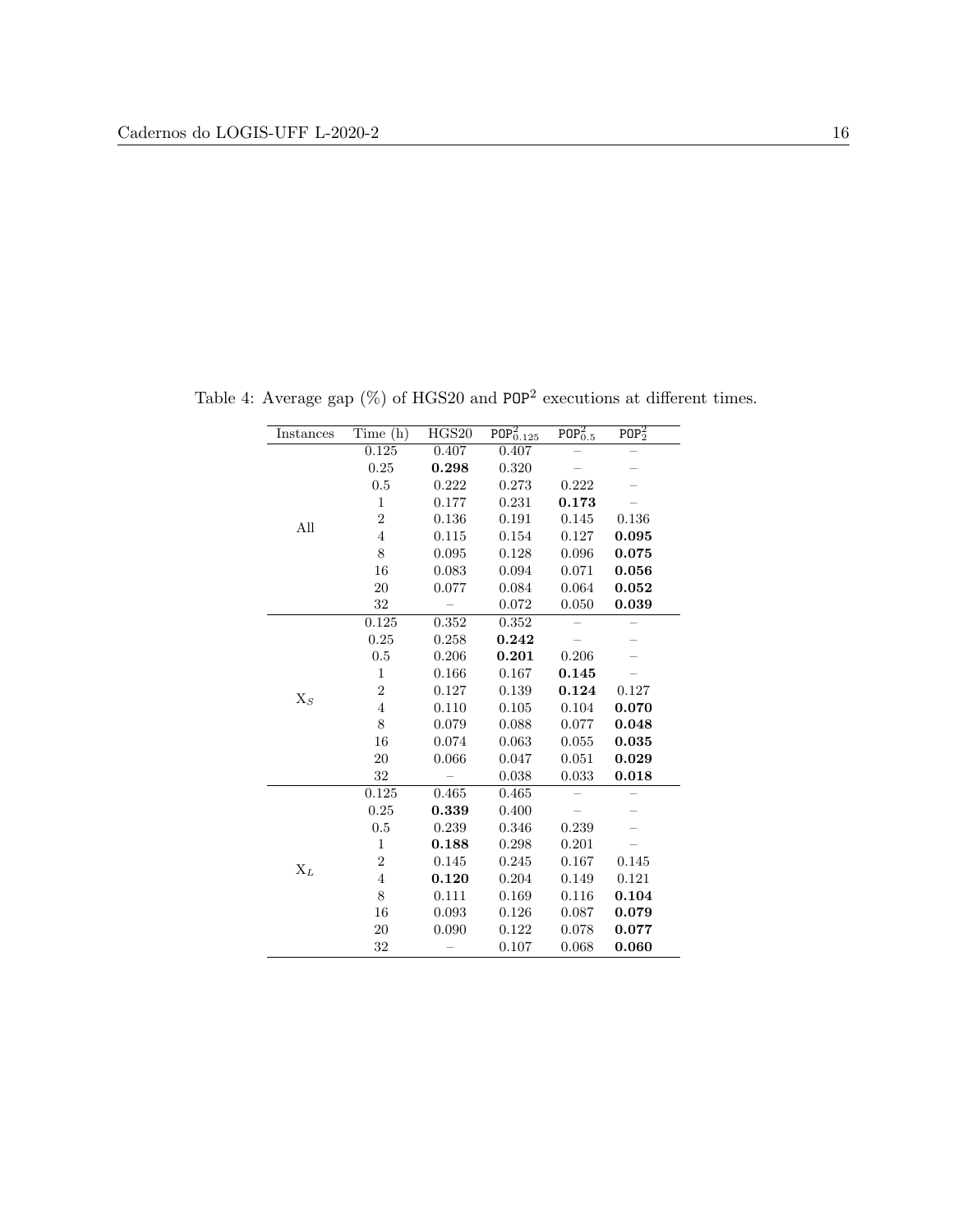Table 4: Average gap (%) of HGS20 and $\texttt{POP}^2$ executions at different times.

| Instances | Time (h) | HGS20 | $\texttt{POP}^2_{0.125}$ | $\texttt{POP}^2_{0.5}$ | $\texttt{POP}^2_{2}$ |
|---|---|---|---|---|---|
| All | 0.125 | 0.407 | 0.407 | – | – |
| | 0.25 | **0.298** | 0.320 | – | – |
| | 0.5 | 0.222 | 0.273 | 0.222 | – |
| | 1 | 0.177 | 0.231 | **0.173** | – |
| | 2 | 0.136 | 0.191 | 0.145 | 0.136 |
| | 4 | 0.115 | 0.154 | 0.127 | **0.095** |
| | 8 | 0.095 | 0.128 | 0.096 | **0.075** |
| | 16 | 0.083 | 0.094 | 0.071 | **0.056** |
| | 20 | 0.077 | 0.084 | 0.064 | **0.052** |
| | 32 | – | 0.072 | 0.050 | **0.039** |
| $X_S$ | 0.125 | 0.352 | 0.352 | – | – |
| | 0.25 | 0.258 | **0.242** | – | – |
| | 0.5 | 0.206 | **0.201** | 0.206 | – |
| | 1 | 0.166 | 0.167 | **0.145** | – |
| | 2 | 0.127 | 0.139 | **0.124** | 0.127 |
| | 4 | 0.110 | 0.105 | 0.104 | **0.070** |
| | 8 | 0.079 | 0.088 | 0.077 | **0.048** |
| | 16 | 0.074 | 0.063 | 0.055 | **0.035** |
| | 20 | 0.066 | 0.047 | 0.051 | **0.029** |
| | 32 | – | 0.038 | 0.033 | **0.018** |
| $X_L$ | 0.125 | 0.465 | 0.465 | – | – |
| | 0.25 | **0.339** | 0.400 | – | – |
| | 0.5 | 0.239 | 0.346 | 0.239 | – |
| | 1 | **0.188** | 0.298 | 0.201 | – |
| | 2 | 0.145 | 0.245 | 0.167 | 0.145 |
| | 4 | **0.120** | 0.204 | 0.149 | 0.121 |
| | 8 | 0.111 | 0.169 | 0.116 | **0.104** |
| | 16 | 0.093 | 0.126 | 0.087 | **0.079** |
| | 20 | 0.090 | 0.122 | 0.078 | **0.077** |
| | 32 | – | 0.107 | 0.068 | **0.060** |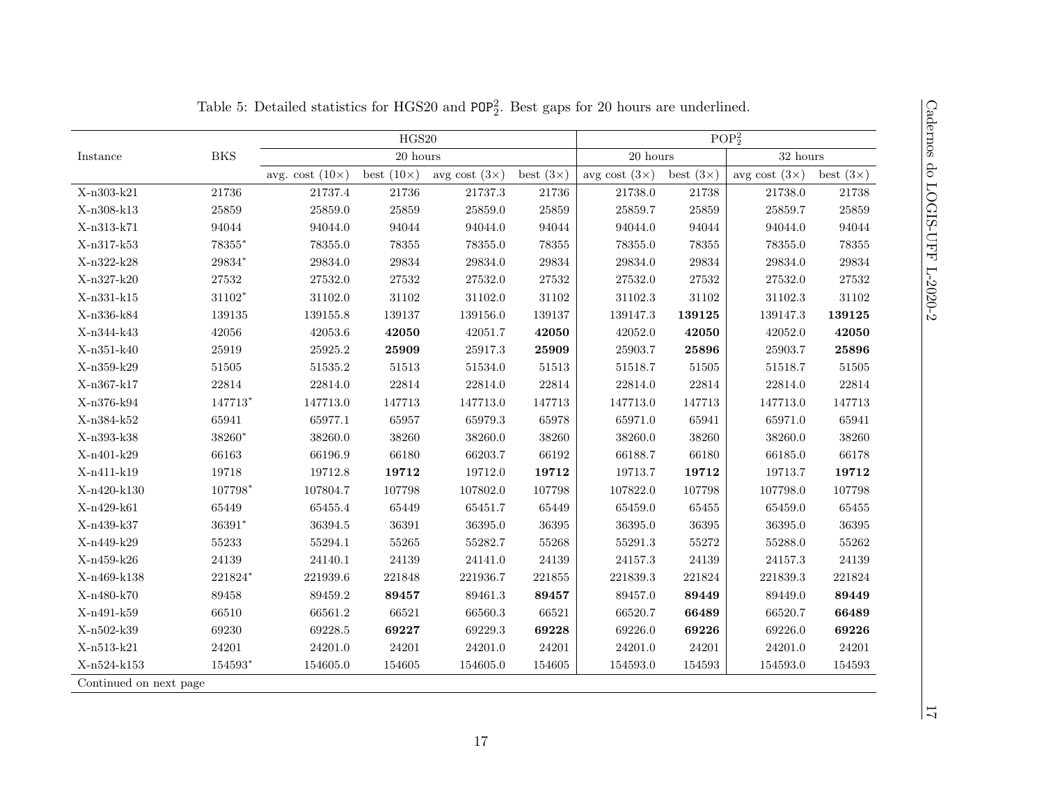Table 5: Detailed statistics for HGS20 and $\texttt{POP}_2^2$. Best gaps for 20 hours are underlined.

| Instance | BKS | HGS20 | | | | $\text{POP}_2^2$ | | | |
|---|---|---|---|---|---|---|---|---|---|
| | | 20 hours | | | | 20 hours | | 32 hours | |
| | | avg. cost (10×) | best (10×) | avg cost (3×) | best (3×) | avg cost (3×) | best (3×) | avg cost (3×) | best (3×) |
| X-n303-k21 | 21736 | 21737.4 | 21736 | 21737.3 | 21736 | 21738.0 | 21738 | 21738.0 | 21738 |
| X-n308-k13 | 25859 | 25859.0 | 25859 | 25859.0 | 25859 | 25859.7 | 25859 | 25859.7 | 25859 |
| X-n313-k71 | 94044 | 94044.0 | 94044 | 94044.0 | 94044 | 94044.0 | 94044 | 94044.0 | 94044 |
| X-n317-k53 | 78355* | 78355.0 | 78355 | 78355.0 | 78355 | 78355.0 | 78355 | 78355.0 | 78355 |
| X-n322-k28 | 29834* | 29834.0 | 29834 | 29834.0 | 29834 | 29834.0 | 29834 | 29834.0 | 29834 |
| X-n327-k20 | 27532 | 27532.0 | 27532 | 27532.0 | 27532 | 27532.0 | 27532 | 27532.0 | 27532 |
| X-n331-k15 | 31102* | 31102.0 | 31102 | 31102.0 | 31102 | 31102.3 | 31102 | 31102.3 | 31102 |
| X-n336-k84 | 139135 | 139155.8 | 139137 | 139156.0 | 139137 | 139147.3 | **139125** | 139147.3 | **139125** |
| X-n344-k43 | 42056 | 42053.6 | **42050** | 42051.7 | **42050** | 42052.0 | **42050** | 42052.0 | **42050** |
| X-n351-k40 | 25919 | 25925.2 | **25909** | 25917.3 | **25909** | 25903.7 | **25896** | 25903.7 | **25896** |
| X-n359-k29 | 51505 | 51535.2 | 51513 | 51534.0 | 51513 | 51518.7 | 51505 | 51518.7 | 51505 |
| X-n367-k17 | 22814 | 22814.0 | 22814 | 22814.0 | 22814 | 22814.0 | 22814 | 22814.0 | 22814 |
| X-n376-k94 | 147713* | 147713.0 | 147713 | 147713.0 | 147713 | 147713.0 | 147713 | 147713.0 | 147713 |
| X-n384-k52 | 65941 | 65977.1 | 65957 | 65979.3 | 65978 | 65971.0 | 65941 | 65971.0 | 65941 |
| X-n393-k38 | 38260* | 38260.0 | 38260 | 38260.0 | 38260 | 38260.0 | 38260 | 38260.0 | 38260 |
| X-n401-k29 | 66163 | 66196.9 | 66180 | 66203.7 | 66192 | 66188.7 | 66180 | 66185.0 | 66178 |
| X-n411-k19 | 19718 | 19712.8 | **19712** | 19712.0 | **19712** | 19713.7 | **19712** | 19713.7 | **19712** |
| X-n420-k130 | 107798* | 107804.7 | 107798 | 107802.0 | 107798 | 107822.0 | 107798 | 107798.0 | 107798 |
| X-n429-k61 | 65449 | 65455.4 | 65449 | 65451.7 | 65449 | 65459.0 | 65455 | 65459.0 | 65455 |
| X-n439-k37 | 36391* | 36394.5 | 36391 | 36395.0 | 36395 | 36395.0 | 36395 | 36395.0 | 36395 |
| X-n449-k29 | 55233 | 55294.1 | 55265 | 55282.7 | 55268 | 55291.3 | 55272 | 55288.0 | 55262 |
| X-n459-k26 | 24139 | 24140.1 | 24139 | 24141.0 | 24139 | 24157.3 | 24139 | 24157.3 | 24139 |
| X-n469-k138 | 221824* | 221939.6 | 221848 | 221936.7 | 221855 | 221839.3 | 221824 | 221839.3 | 221824 |
| X-n480-k70 | 89458 | 89459.2 | **89457** | 89461.3 | **89457** | 89457.0 | **89449** | 89449.0 | **89449** |
| X-n491-k59 | 66510 | 66561.2 | 66521 | 66560.3 | 66521 | 66520.7 | **66489** | 66520.7 | **66489** |
| X-n502-k39 | 69230 | 69228.5 | **69227** | 69229.3 | **69228** | 69226.0 | **69226** | 69226.0 | **69226** |
| X-n513-k21 | 24201 | 24201.0 | 24201 | 24201.0 | 24201 | 24201.0 | 24201 | 24201.0 | 24201 |
| X-n524-k153 | 154593* | 154605.0 | 154605 | 154605.0 | 154605 | 154593.0 | 154593 | 154593.0 | 154593 |

Continued on next page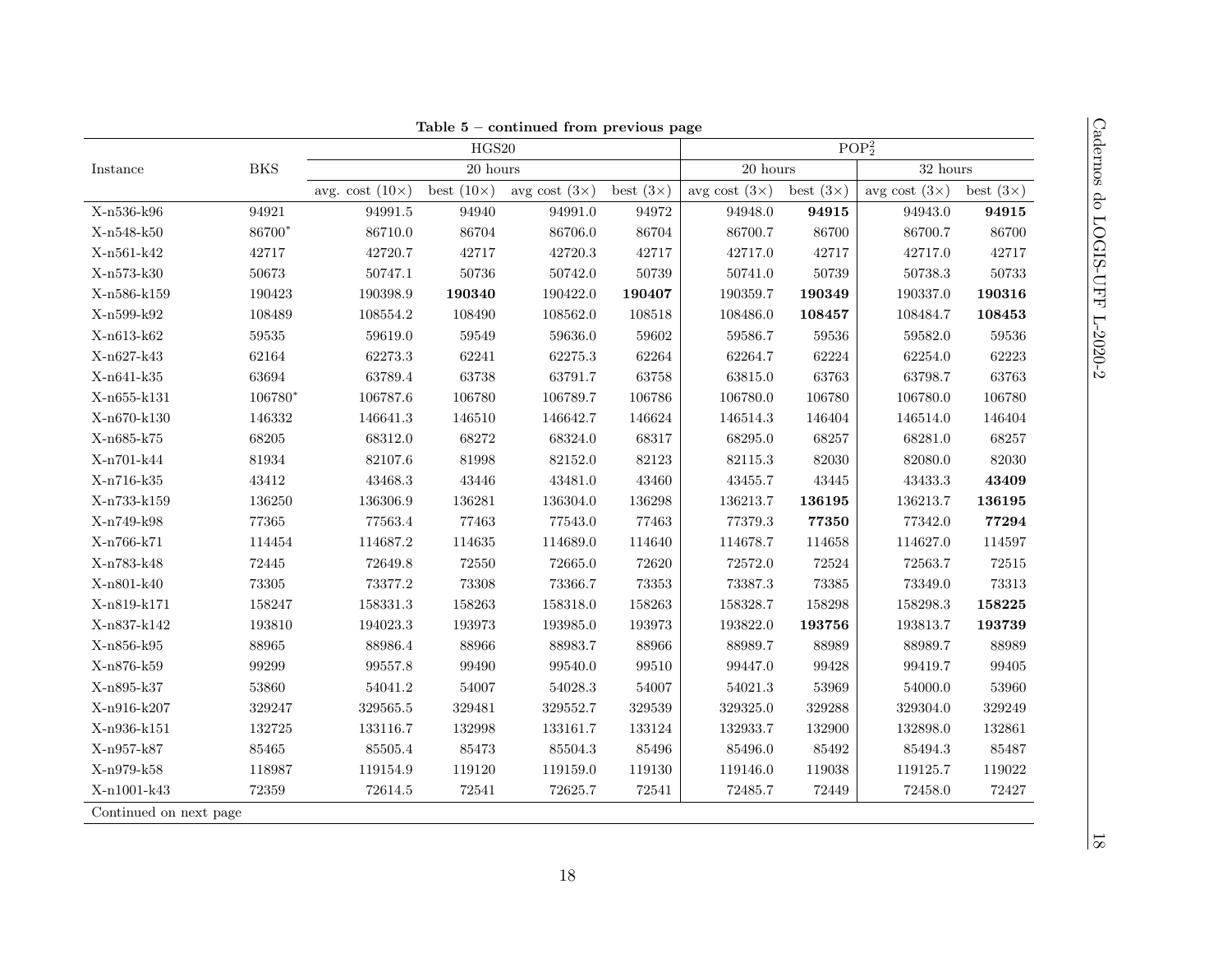**Table 5 – continued from previous page**

| Instance | BKS | HGS20 | | | | $POP_2^2$ | | | |
|---|---|---|---|---|---|---|---|---|---|
| | | 20 hours | | | | 20 hours | | 32 hours | |
| | | avg. cost (10×) | best (10×) | avg cost (3×) | best (3×) | avg cost (3×) | best (3×) | avg cost (3×) | best (3×) |
| X-n536-k96 | 94921 | 94991.5 | 94940 | 94991.0 | 94972 | 94948.0 | **94915** | 94943.0 | **94915** |
| X-n548-k50 | 86700* | 86710.0 | 86704 | 86706.0 | 86704 | 86700.7 | 86700 | 86700.7 | 86700 |
| X-n561-k42 | 42717 | 42720.7 | 42717 | 42720.3 | 42717 | 42717.0 | 42717 | 42717.0 | 42717 |
| X-n573-k30 | 50673 | 50747.1 | 50736 | 50742.0 | 50739 | 50741.0 | 50739 | 50738.3 | 50733 |
| X-n586-k159 | 190423 | 190398.9 | **190340** | 190422.0 | **190407** | 190359.7 | **190349** | 190337.0 | **190316** |
| X-n599-k92 | 108489 | 108554.2 | 108490 | 108562.0 | 108518 | 108486.0 | **108457** | 108484.7 | **108453** |
| X-n613-k62 | 59535 | 59619.0 | 59549 | 59636.0 | 59602 | 59586.7 | 59536 | 59582.0 | 59536 |
| X-n627-k43 | 62164 | 62273.3 | 62241 | 62275.3 | 62264 | 62264.7 | 62224 | 62254.0 | 62223 |
| X-n641-k35 | 63694 | 63789.4 | 63738 | 63791.7 | 63758 | 63815.0 | 63763 | 63798.7 | 63763 |
| X-n655-k131 | 106780* | 106787.6 | 106780 | 106789.7 | 106786 | 106780.0 | 106780 | 106780.0 | 106780 |
| X-n670-k130 | 146332 | 146641.3 | 146510 | 146642.7 | 146624 | 146514.3 | 146404 | 146514.0 | 146404 |
| X-n685-k75 | 68205 | 68312.0 | 68272 | 68324.0 | 68317 | 68295.0 | 68257 | 68281.0 | 68257 |
| X-n701-k44 | 81934 | 82107.6 | 81998 | 82152.0 | 82123 | 82115.3 | 82030 | 82080.0 | 82030 |
| X-n716-k35 | 43412 | 43468.3 | 43446 | 43481.0 | 43460 | 43455.7 | 43445 | 43433.3 | **43409** |
| X-n733-k159 | 136250 | 136306.9 | 136281 | 136304.0 | 136298 | 136213.7 | **136195** | 136213.7 | **136195** |
| X-n749-k98 | 77365 | 77563.4 | 77463 | 77543.0 | 77463 | 77379.3 | **77350** | 77342.0 | **77294** |
| X-n766-k71 | 114454 | 114687.2 | 114635 | 114689.0 | 114640 | 114678.7 | 114658 | 114627.0 | 114597 |
| X-n783-k48 | 72445 | 72649.8 | 72550 | 72665.0 | 72620 | 72572.0 | 72524 | 72563.7 | 72515 |
| X-n801-k40 | 73305 | 73377.2 | 73308 | 73366.7 | 73353 | 73387.3 | 73385 | 73349.0 | 73313 |
| X-n819-k171 | 158247 | 158331.3 | 158263 | 158318.0 | 158263 | 158328.7 | 158298 | 158298.3 | **158225** |
| X-n837-k142 | 193810 | 194023.3 | 193973 | 193985.0 | 193973 | 193822.0 | **193756** | 193813.7 | **193739** |
| X-n856-k95 | 88965 | 88986.4 | 88966 | 88983.7 | 88966 | 88989.7 | 88989 | 88989.7 | 88989 |
| X-n876-k59 | 99299 | 99557.8 | 99490 | 99540.0 | 99510 | 99447.0 | 99428 | 99419.7 | 99405 |
| X-n895-k37 | 53860 | 54041.2 | 54007 | 54028.3 | 54007 | 54021.3 | 53969 | 54000.0 | 53960 |
| X-n916-k207 | 329247 | 329565.5 | 329481 | 329552.7 | 329539 | 329325.0 | 329288 | 329304.0 | 329249 |
| X-n936-k151 | 132725 | 133116.7 | 132998 | 133161.7 | 133124 | 132933.7 | 132900 | 132898.0 | 132861 |
| X-n957-k87 | 85465 | 85505.4 | 85473 | 85504.3 | 85496 | 85496.0 | 85492 | 85494.3 | 85487 |
| X-n979-k58 | 118987 | 119154.9 | 119120 | 119159.0 | 119130 | 119146.0 | 119038 | 119125.7 | 119022 |
| X-n1001-k43 | 72359 | 72614.5 | 72541 | 72625.7 | 72541 | 72485.7 | 72449 | 72458.0 | 72427 |

Continued on next page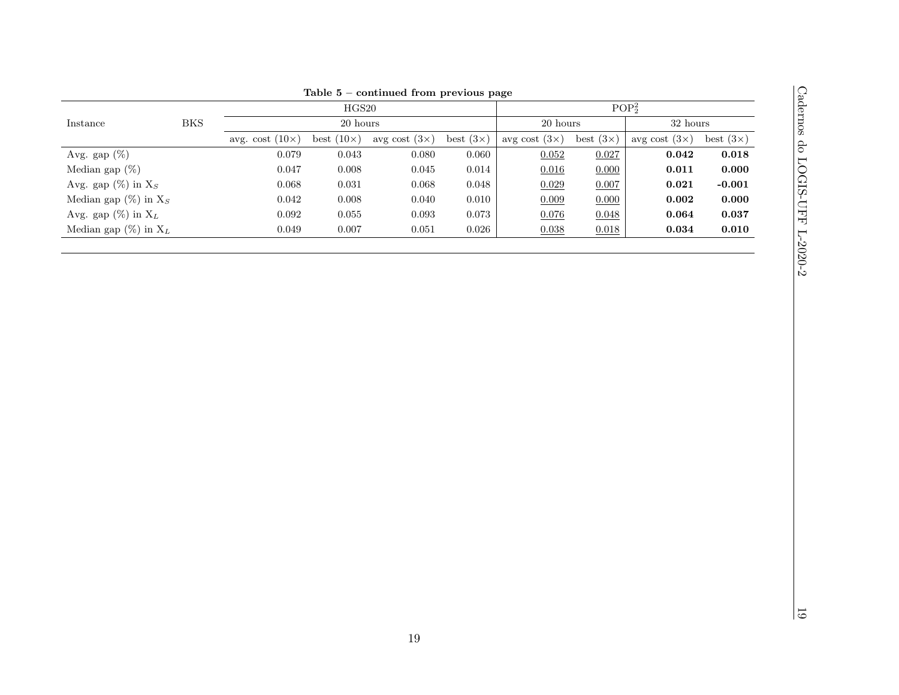**Table 5 – continued from previous page**

| Instance | BKS | HGS20 | | | | POP$^2_2$ | | | |
|---|---|---|---|---|---|---|---|---|---|
| | | 20 hours | | | | 20 hours | | 32 hours | |
| | | avg. cost (10×) | best (10×) | avg cost (3×) | best (3×) | avg cost (3×) | best (3×) | avg cost (3×) | best (3×) |
| Avg. gap (%) | | 0.079 | 0.043 | 0.080 | 0.060 | <u>0.052</u> | <u>0.027</u> | **0.042** | **0.018** |
| Median gap (%) | | 0.047 | 0.008 | 0.045 | 0.014 | <u>0.016</u> | <u>0.000</u> | **0.011** | **0.000** |
| Avg. gap (%) in $X_S$ | | 0.068 | 0.031 | 0.068 | 0.048 | <u>0.029</u> | <u>0.007</u> | **0.021** | **-0.001** |
| Median gap (%) in $X_S$ | | 0.042 | 0.008 | 0.040 | 0.010 | <u>0.009</u> | <u>0.000</u> | **0.002** | **0.000** |
| Avg. gap (%) in $X_L$ | | 0.092 | 0.055 | 0.093 | 0.073 | <u>0.076</u> | <u>0.048</u> | **0.064** | **0.037** |
| Median gap (%) in $X_L$ | | 0.049 | 0.007 | 0.051 | 0.026 | <u>0.038</u> | <u>0.018</u> | **0.034** | **0.010** |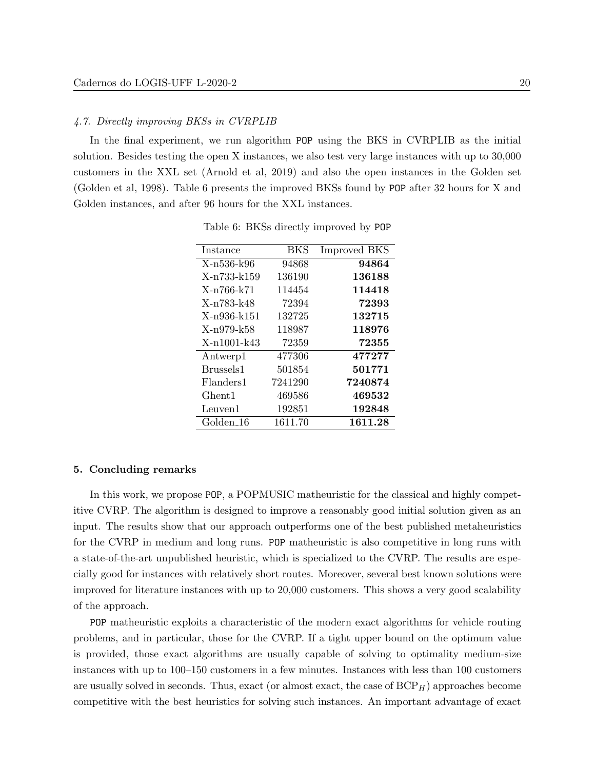### 4.7. Directly improving BKSs in CVRPLIB

In the final experiment, we run algorithm `POP` using the BKS in CVRPLIB as the initial solution. Besides testing the open X instances, we also test very large instances with up to 30,000 customers in the XXL set (Arnold et al, 2019) and also the open instances in the Golden set (Golden et al, 1998). Table 6 presents the improved BKSs found by `POP` after 32 hours for X and Golden instances, and after 96 hours for the XXL instances.

Table 6: BKSs directly improved by `POP`

| Instance | BKS | Improved BKS |
|---|---:|---:|
| X-n536-k96 | 94868 | **94864** |
| X-n733-k159 | 136190 | **136188** |
| X-n766-k71 | 114454 | **114418** |
| X-n783-k48 | 72394 | **72393** |
| X-n936-k151 | 132725 | **132715** |
| X-n979-k58 | 118987 | **118976** |
| X-n1001-k43 | 72359 | **72355** |
| Antwerp1 | 477306 | **477277** |
| Brussels1 | 501854 | **501771** |
| Flanders1 | 7241290 | **7240874** |
| Ghent1 | 469586 | **469532** |
| Leuven1 | 192851 | **192848** |
| Golden_16 | 1611.70 | **1611.28** |

## 5. Concluding remarks

In this work, we propose `POP`, a POPMUSIC matheuristic for the classical and highly competitive CVRP. The algorithm is designed to improve a reasonably good initial solution given as an input. The results show that our approach outperforms one of the best published metaheuristics for the CVRP in medium and long runs. `POP` matheuristic is also competitive in long runs with a state-of-the-art unpublished heuristic, which is specialized to the CVRP. The results are especially good for instances with relatively short routes. Moreover, several best known solutions were improved for literature instances with up to 20,000 customers. This shows a very good scalability of the approach.

`POP` matheuristic exploits a characteristic of the modern exact algorithms for vehicle routing problems, and in particular, those for the CVRP. If a tight upper bound on the optimum value is provided, those exact algorithms are usually capable of solving to optimality medium-size instances with up to 100–150 customers in a few minutes. Instances with less than 100 customers are usually solved in seconds. Thus, exact (or almost exact, the case of $\text{BCP}_H$) approaches become competitive with the best heuristics for solving such instances. An important advantage of exact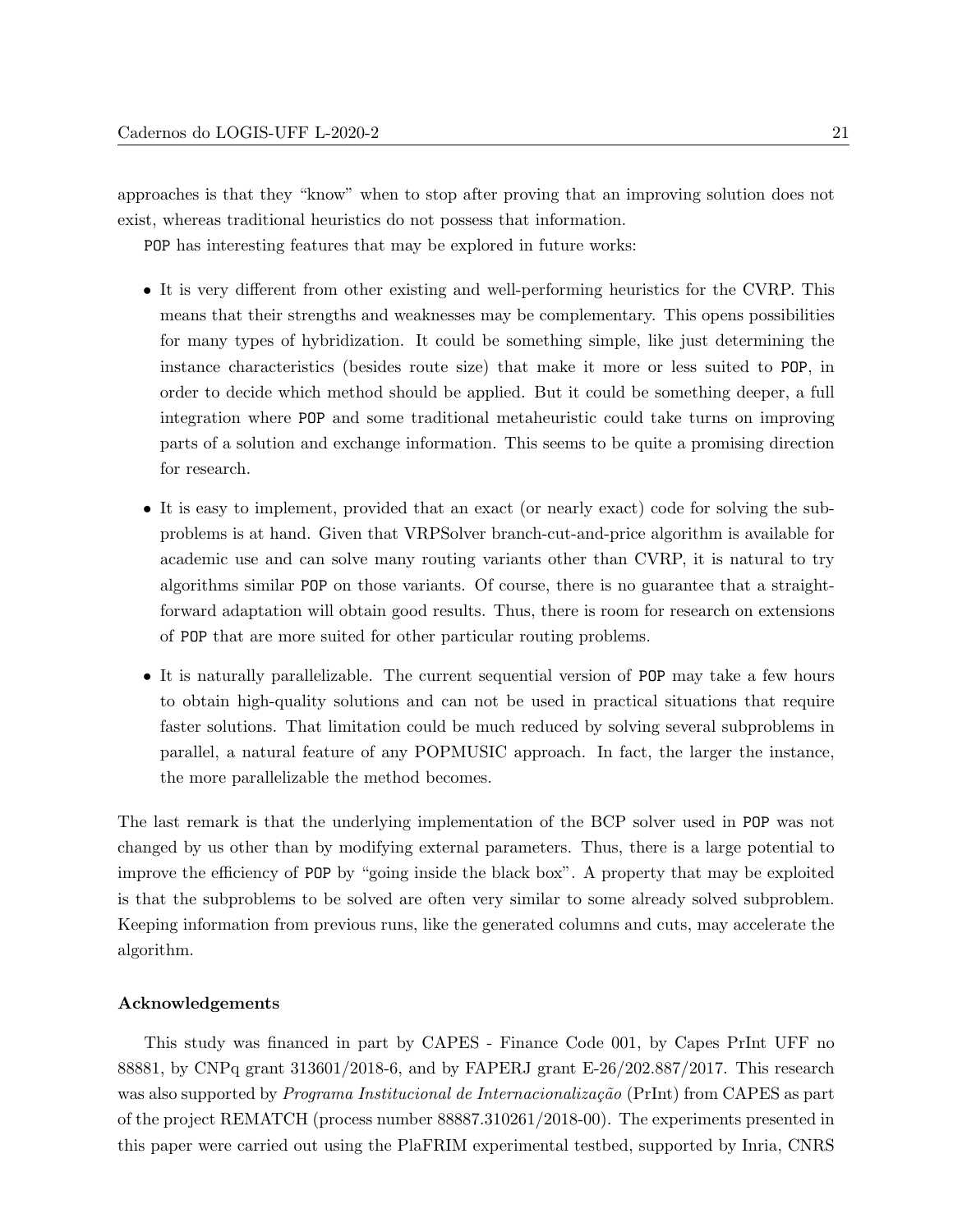approaches is that they "know" when to stop after proving that an improving solution does not exist, whereas traditional heuristics do not possess that information.

`POP` has interesting features that may be explored in future works:

- It is very different from other existing and well-performing heuristics for the CVRP. This means that their strengths and weaknesses may be complementary. This opens possibilities for many types of hybridization. It could be something simple, like just determining the instance characteristics (besides route size) that make it more or less suited to `POP`, in order to decide which method should be applied. But it could be something deeper, a full integration where `POP` and some traditional metaheuristic could take turns on improving parts of a solution and exchange information. This seems to be quite a promising direction for research.
- It is easy to implement, provided that an exact (or nearly exact) code for solving the subproblems is at hand. Given that VRPSolver branch-cut-and-price algorithm is available for academic use and can solve many routing variants other than CVRP, it is natural to try algorithms similar `POP` on those variants. Of course, there is no guarantee that a straightforward adaptation will obtain good results. Thus, there is room for research on extensions of `POP` that are more suited for other particular routing problems.
- It is naturally parallelizable. The current sequential version of `POP` may take a few hours to obtain high-quality solutions and can not be used in practical situations that require faster solutions. That limitation could be much reduced by solving several subproblems in parallel, a natural feature of any POPMUSIC approach. In fact, the larger the instance, the more parallelizable the method becomes.

The last remark is that the underlying implementation of the BCP solver used in `POP` was not changed by us other than by modifying external parameters. Thus, there is a large potential to improve the efficiency of `POP` by "going inside the black box". A property that may be exploited is that the subproblems to be solved are often very similar to some already solved subproblem. Keeping information from previous runs, like the generated columns and cuts, may accelerate the algorithm.

#### Acknowledgements

This study was financed in part by CAPES - Finance Code 001, by Capes PrInt UFF no 88881, by CNPq grant 313601/2018-6, and by FAPERJ grant E-26/202.887/2017. This research was also supported by *Programa Institucional de Internacionalização* (PrInt) from CAPES as part of the project REMATCH (process number 88887.310261/2018-00). The experiments presented in this paper were carried out using the PlaFRIM experimental testbed, supported by Inria, CNRS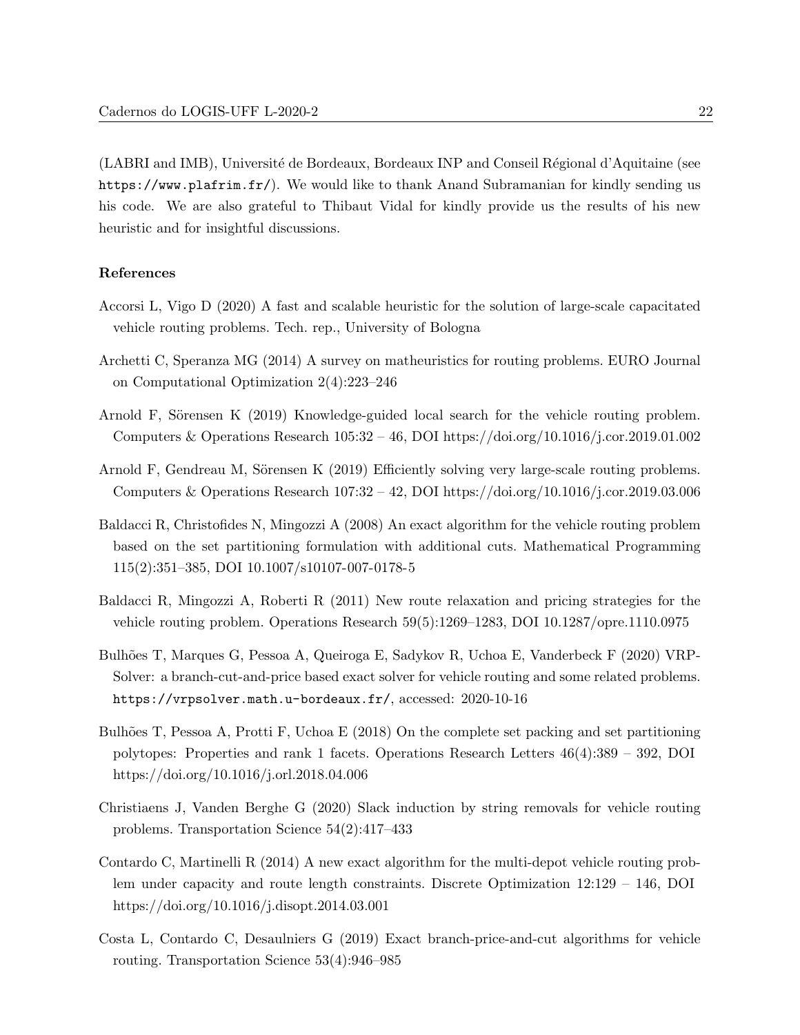(LABRI and IMB), Université de Bordeaux, Bordeaux INP and Conseil Régional d'Aquitaine (see https://www.plafrim.fr/). We would like to thank Anand Subramanian for kindly sending us his code. We are also grateful to Thibaut Vidal for kindly provide us the results of his new heuristic and for insightful discussions.

### References

Accorsi L, Vigo D (2020) A fast and scalable heuristic for the solution of large-scale capacitated vehicle routing problems. Tech. rep., University of Bologna

Archetti C, Speranza MG (2014) A survey on matheuristics for routing problems. EURO Journal on Computational Optimization 2(4):223–246

Arnold F, Sörensen K (2019) Knowledge-guided local search for the vehicle routing problem. Computers & Operations Research 105:32 – 46, DOI https://doi.org/10.1016/j.cor.2019.01.002

Arnold F, Gendreau M, Sörensen K (2019) Efficiently solving very large-scale routing problems. Computers & Operations Research 107:32 – 42, DOI https://doi.org/10.1016/j.cor.2019.03.006

Baldacci R, Christofides N, Mingozzi A (2008) An exact algorithm for the vehicle routing problem based on the set partitioning formulation with additional cuts. Mathematical Programming 115(2):351–385, DOI 10.1007/s10107-007-0178-5

Baldacci R, Mingozzi A, Roberti R (2011) New route relaxation and pricing strategies for the vehicle routing problem. Operations Research 59(5):1269–1283, DOI 10.1287/opre.1110.0975

Bulhões T, Marques G, Pessoa A, Queiroga E, Sadykov R, Uchoa E, Vanderbeck F (2020) VRPSolver: a branch-cut-and-price based exact solver for vehicle routing and some related problems. https://vrpsolver.math.u-bordeaux.fr/, accessed: 2020-10-16

Bulhões T, Pessoa A, Protti F, Uchoa E (2018) On the complete set packing and set partitioning polytopes: Properties and rank 1 facets. Operations Research Letters 46(4):389 – 392, DOI https://doi.org/10.1016/j.orl.2018.04.006

Christiaens J, Vanden Berghe G (2020) Slack induction by string removals for vehicle routing problems. Transportation Science 54(2):417–433

Contardo C, Martinelli R (2014) A new exact algorithm for the multi-depot vehicle routing problem under capacity and route length constraints. Discrete Optimization 12:129 – 146, DOI https://doi.org/10.1016/j.disopt.2014.03.001

Costa L, Contardo C, Desaulniers G (2019) Exact branch-price-and-cut algorithms for vehicle routing. Transportation Science 53(4):946–985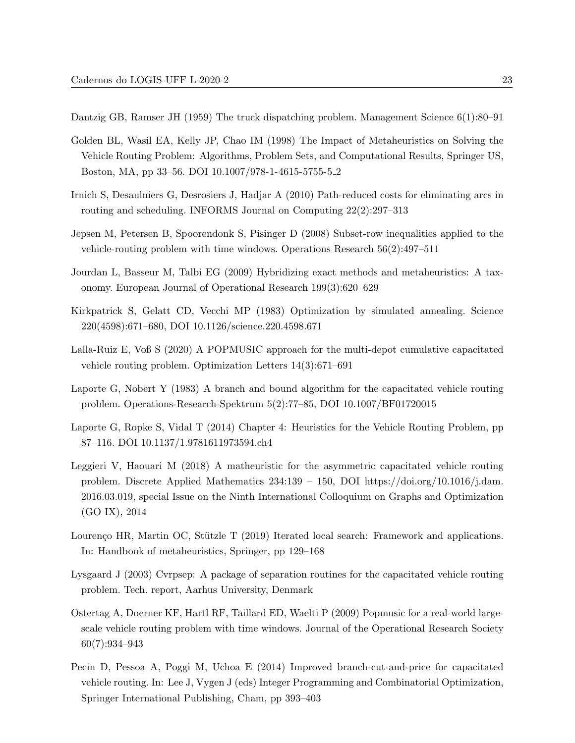Dantzig GB, Ramser JH (1959) The truck dispatching problem. Management Science 6(1):80–91

Golden BL, Wasil EA, Kelly JP, Chao IM (1998) The Impact of Metaheuristics on Solving the Vehicle Routing Problem: Algorithms, Problem Sets, and Computational Results, Springer US, Boston, MA, pp 33–56. DOI 10.1007/978-1-4615-5755-5_2

Irnich S, Desaulniers G, Desrosiers J, Hadjar A (2010) Path-reduced costs for eliminating arcs in routing and scheduling. INFORMS Journal on Computing 22(2):297–313

Jepsen M, Petersen B, Spoorendonk S, Pisinger D (2008) Subset-row inequalities applied to the vehicle-routing problem with time windows. Operations Research 56(2):497–511

Jourdan L, Basseur M, Talbi EG (2009) Hybridizing exact methods and metaheuristics: A taxonomy. European Journal of Operational Research 199(3):620–629

Kirkpatrick S, Gelatt CD, Vecchi MP (1983) Optimization by simulated annealing. Science 220(4598):671–680, DOI 10.1126/science.220.4598.671

Lalla-Ruiz E, Voß S (2020) A POPMUSIC approach for the multi-depot cumulative capacitated vehicle routing problem. Optimization Letters 14(3):671–691

Laporte G, Nobert Y (1983) A branch and bound algorithm for the capacitated vehicle routing problem. Operations-Research-Spektrum 5(2):77–85, DOI 10.1007/BF01720015

Laporte G, Ropke S, Vidal T (2014) Chapter 4: Heuristics for the Vehicle Routing Problem, pp 87–116. DOI 10.1137/1.9781611973594.ch4

Leggieri V, Haouari M (2018) A matheuristic for the asymmetric capacitated vehicle routing problem. Discrete Applied Mathematics 234:139 – 150, DOI https://doi.org/10.1016/j.dam.2016.03.019, special Issue on the Ninth International Colloquium on Graphs and Optimization (GO IX), 2014

Lourenço HR, Martin OC, Stützle T (2019) Iterated local search: Framework and applications. In: Handbook of metaheuristics, Springer, pp 129–168

Lysgaard J (2003) Cvrpsep: A package of separation routines for the capacitated vehicle routing problem. Tech. report, Aarhus University, Denmark

Ostertag A, Doerner KF, Hartl RF, Taillard ED, Waelti P (2009) Popmusic for a real-world large-scale vehicle routing problem with time windows. Journal of the Operational Research Society 60(7):934–943

Pecin D, Pessoa A, Poggi M, Uchoa E (2014) Improved branch-cut-and-price for capacitated vehicle routing. In: Lee J, Vygen J (eds) Integer Programming and Combinatorial Optimization, Springer International Publishing, Cham, pp 393–403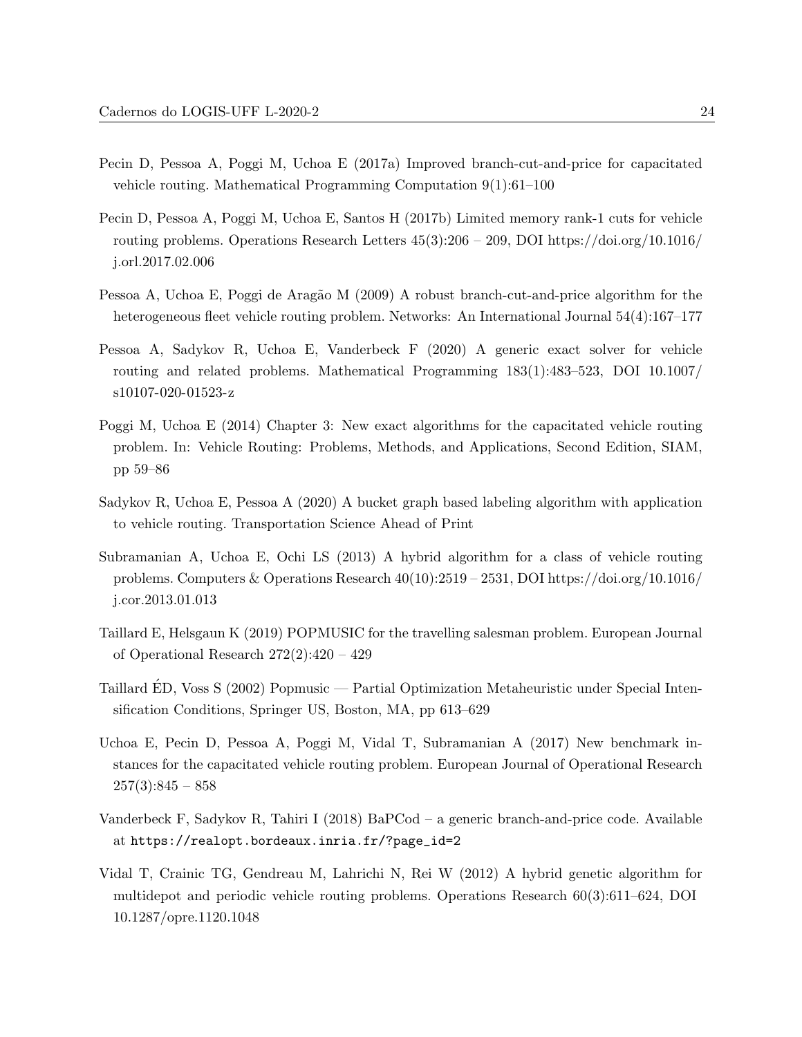Pecin D, Pessoa A, Poggi M, Uchoa E (2017a) Improved branch-cut-and-price for capacitated vehicle routing. Mathematical Programming Computation 9(1):61–100

Pecin D, Pessoa A, Poggi M, Uchoa E, Santos H (2017b) Limited memory rank-1 cuts for vehicle routing problems. Operations Research Letters 45(3):206 – 209, DOI https://doi.org/10.1016/j.orl.2017.02.006

Pessoa A, Uchoa E, Poggi de Aragão M (2009) A robust branch-cut-and-price algorithm for the heterogeneous fleet vehicle routing problem. Networks: An International Journal 54(4):167–177

Pessoa A, Sadykov R, Uchoa E, Vanderbeck F (2020) A generic exact solver for vehicle routing and related problems. Mathematical Programming 183(1):483–523, DOI 10.1007/s10107-020-01523-z

Poggi M, Uchoa E (2014) Chapter 3: New exact algorithms for the capacitated vehicle routing problem. In: Vehicle Routing: Problems, Methods, and Applications, Second Edition, SIAM, pp 59–86

Sadykov R, Uchoa E, Pessoa A (2020) A bucket graph based labeling algorithm with application to vehicle routing. Transportation Science Ahead of Print

Subramanian A, Uchoa E, Ochi LS (2013) A hybrid algorithm for a class of vehicle routing problems. Computers & Operations Research 40(10):2519 – 2531, DOI https://doi.org/10.1016/j.cor.2013.01.013

Taillard E, Helsgaun K (2019) POPMUSIC for the travelling salesman problem. European Journal of Operational Research 272(2):420 – 429

Taillard ÉD, Voss S (2002) Popmusic — Partial Optimization Metaheuristic under Special Intensification Conditions, Springer US, Boston, MA, pp 613–629

Uchoa E, Pecin D, Pessoa A, Poggi M, Vidal T, Subramanian A (2017) New benchmark instances for the capacitated vehicle routing problem. European Journal of Operational Research 257(3):845 – 858

Vanderbeck F, Sadykov R, Tahiri I (2018) BaPCod – a generic branch-and-price code. Available at https://realopt.bordeaux.inria.fr/?page_id=2

Vidal T, Crainic TG, Gendreau M, Lahrichi N, Rei W (2012) A hybrid genetic algorithm for multidepot and periodic vehicle routing problems. Operations Research 60(3):611–624, DOI 10.1287/opre.1120.1048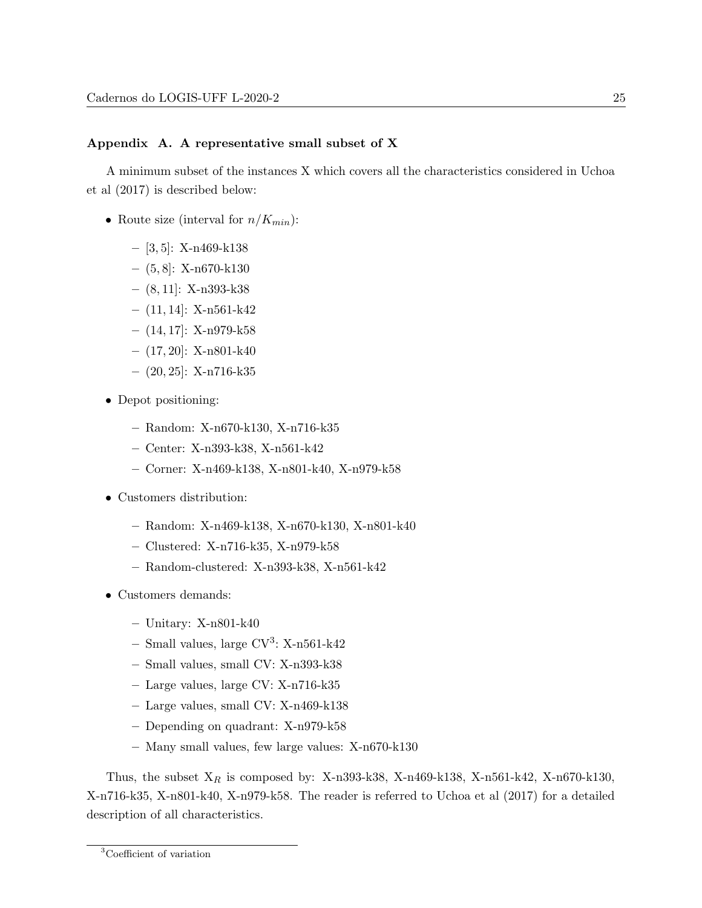### Appendix A. A representative small subset of X

A minimum subset of the instances X which covers all the characteristics considered in Uchoa et al (2017) is described below:

- Route size (interval for $n/K_{min}$):
  - $[3, 5]$: X-n469-k138
  - $(5, 8]$: X-n670-k130
  - $(8, 11]$: X-n393-k38
  - $(11, 14]$: X-n561-k42
  - $(14, 17]$: X-n979-k58
  - $(17, 20]$: X-n801-k40
  - $(20, 25]$: X-n716-k35
- Depot positioning:
  - Random: X-n670-k130, X-n716-k35
  - Center: X-n393-k38, X-n561-k42
  - Corner: X-n469-k138, X-n801-k40, X-n979-k58
- Customers distribution:
  - Random: X-n469-k138, X-n670-k130, X-n801-k40
  - Clustered: X-n716-k35, X-n979-k58
  - Random-clustered: X-n393-k38, X-n561-k42
- Customers demands:
  - Unitary: X-n801-k40
  - Small values, large CV[3]: X-n561-k42
  - Small values, small CV: X-n393-k38
  - Large values, large CV: X-n716-k35
  - Large values, small CV: X-n469-k138
  - Depending on quadrant: X-n979-k58
  - Many small values, few large values: X-n670-k130

Thus, the subset $X_R$ is composed by: X-n393-k38, X-n469-k138, X-n561-k42, X-n670-k130, X-n716-k35, X-n801-k40, X-n979-k58. The reader is referred to Uchoa et al (2017) for a detailed description of all characteristics.

[3] Coefficient of variation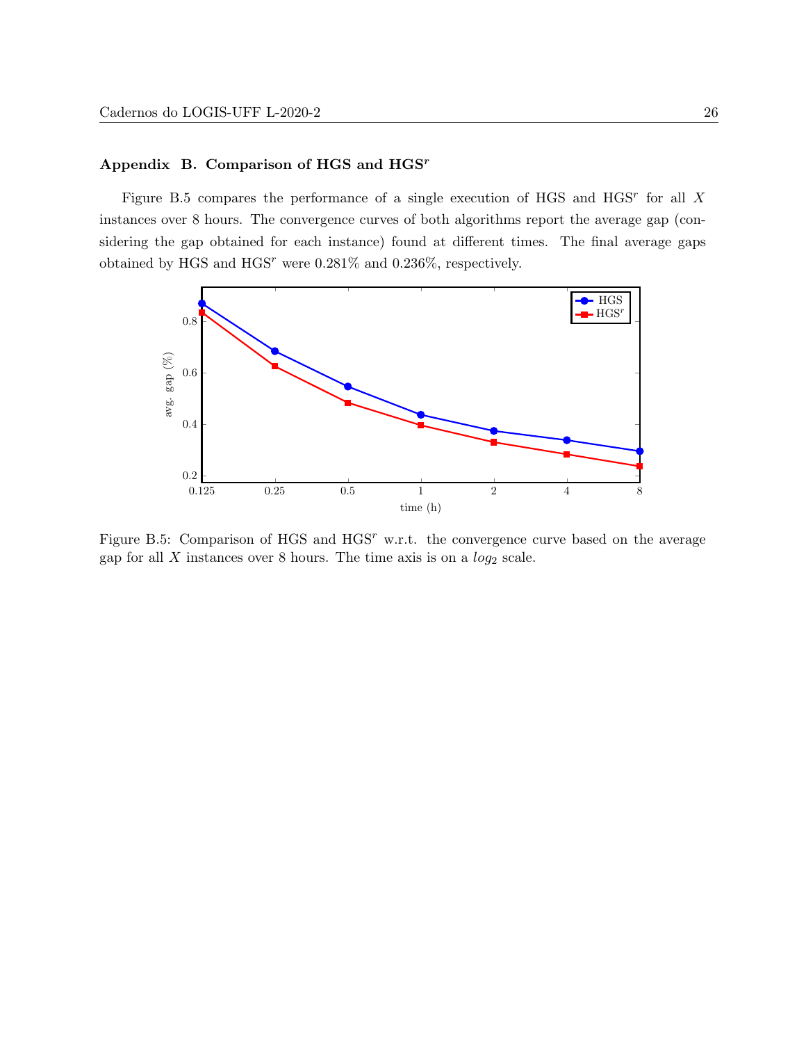## Appendix B. Comparison of HGS and HGS$^r$

Figure B.5 compares the performance of a single execution of HGS and HGS$^r$ for all $X$ instances over 8 hours. The convergence curves of both algorithms report the average gap (considering the gap obtained for each instance) found at different times. The final average gaps obtained by HGS and HGS$^r$ were 0.281% and 0.236%, respectively.

Figure B.5: Comparison of HGS and HGS$^r$ w.r.t. the convergence curve based on the average gap for all $X$ instances over 8 hours. The time axis is on a $log_2$ scale.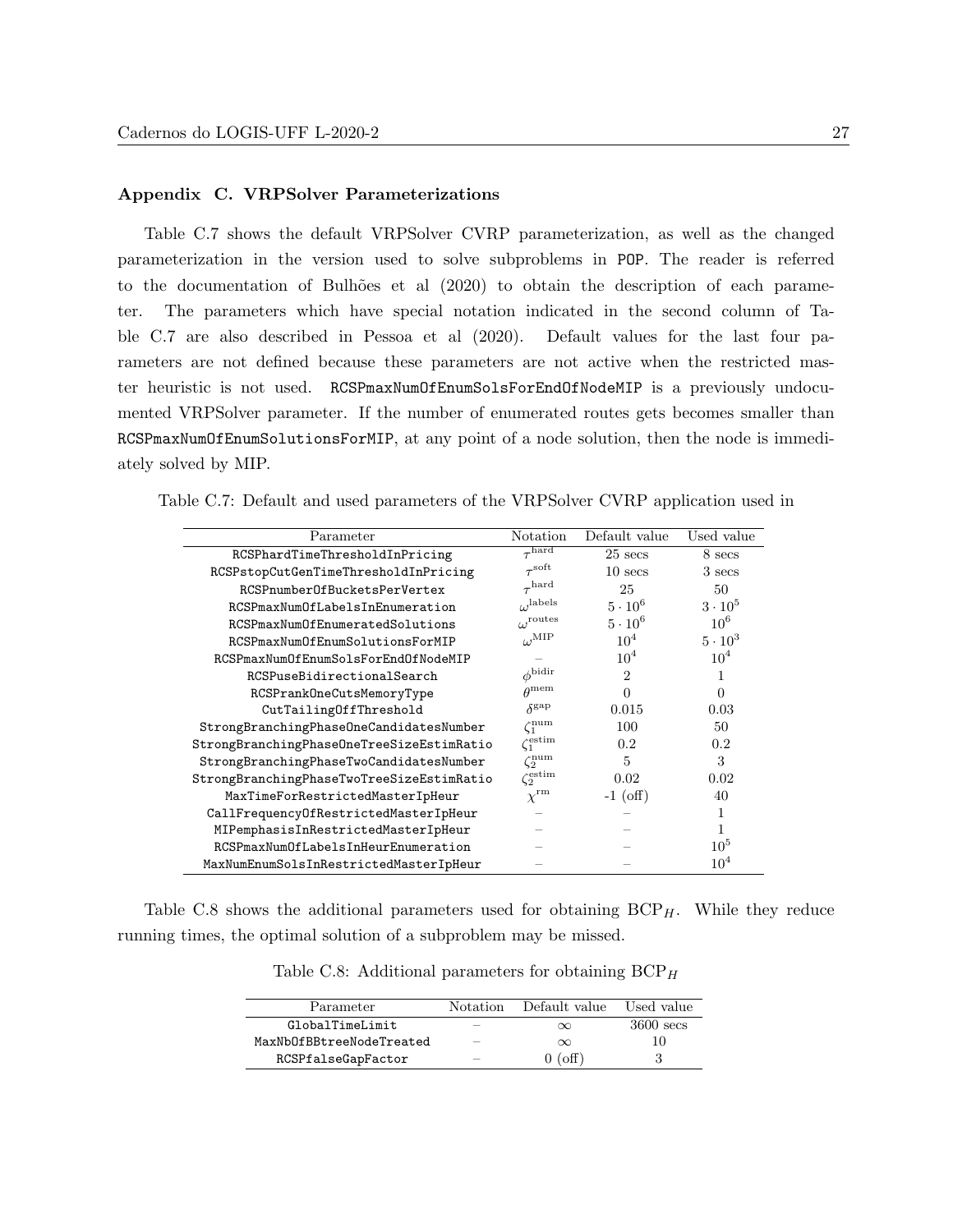## Appendix C. VRPSolver Parameterizations

Table C.7 shows the default VRPSolver CVRP parameterization, as well as the changed parameterization in the version used to solve subproblems in `POP`. The reader is referred to the documentation of Bulhões et al (2020) to obtain the description of each parameter. The parameters which have special notation indicated in the second column of Table C.7 are also described in Pessoa et al (2020). Default values for the last four parameters are not defined because these parameters are not active when the restricted master heuristic is not used. `RCSPmaxNumOfEnumSolsForEndOfNodeMIP` is a previously undocumented VRPSolver parameter. If the number of enumerated routes gets becomes smaller than `RCSPmaxNumOfEnumSolutionsForMIP`, at any point of a node solution, then the node is immediately solved by MIP.

Table C.7: Default and used parameters of the VRPSolver CVRP application used in

| Parameter | Notation | Default value | Used value |
|---|---|---|---|
| `RCSPhardTimeThresholdInPricing` | $\tau^{\text{hard}}$ | 25 secs | 8 secs |
| `RCSPstopCutGenTimeThresholdInPricing` | $\tau^{\text{soft}}$ | 10 secs | 3 secs |
| `RCSPnumberOfBucketsPerVertex` | $\tau^{\text{hard}}$ | 25 | 50 |
| `RCSPmaxNumOfLabelsInEnumeration` | $\omega^{\text{labels}}$ | $5 \cdot 10^6$ | $3 \cdot 10^5$ |
| `RCSPmaxNumOfEnumeratedSolutions` | $\omega^{\text{routes}}$ | $5 \cdot 10^6$ | $10^6$ |
| `RCSPmaxNumOfEnumSolutionsForMIP` | $\omega^{\text{MIP}}$ | $10^4$ | $5 \cdot 10^3$ |
| `RCSPmaxNumOfEnumSolsForEndOfNodeMIP` | – | $10^4$ | $10^4$ |
| `RCSPuseBidirectionalSearch` | $\phi^{\text{bidir}}$ | 2 | 1 |
| `RCSPrankOneCutsMemoryType` | $\theta^{\text{mem}}$ | 0 | 0 |
| `CutTailingOffThreshold` | $\delta^{\text{gap}}$ | 0.015 | 0.03 |
| `StrongBranchingPhaseOneCandidatesNumber` | $\zeta_1^{\text{num}}$ | 100 | 50 |
| `StrongBranchingPhaseOneTreeSizeEstimRatio` | $\zeta_1^{\text{estim}}$ | 0.2 | 0.2 |
| `StrongBranchingPhaseTwoCandidatesNumber` | $\zeta_2^{\text{num}}$ | 5 | 3 |
| `StrongBranchingPhaseTwoTreeSizeEstimRatio` | $\zeta_2^{\text{estim}}$ | 0.02 | 0.02 |
| `MaxTimeForRestrictedMasterIpHeur` | $\chi^{\text{rm}}$ | -1 (off) | 40 |
| `CallFrequencyOfRestrictedMasterIpHeur` | – | – | 1 |
| `MIPemphasisInRestrictedMasterIpHeur` | – | – | 1 |
| `RCSPmaxNumOfLabelsInHeurEnumeration` | – | – | $10^5$ |
| `MaxNumEnumSolsInRestrictedMasterIpHeur` | – | – | $10^4$ |

Table C.8 shows the additional parameters used for obtaining $\text{BCP}_H$. While they reduce running times, the optimal solution of a subproblem may be missed.

Table C.8: Additional parameters for obtaining $\text{BCP}_H$

| Parameter | Notation | Default value | Used value |
|---|---|---|---|
| `GlobalTimeLimit` | – | $\infty$ | 3600 secs |
| `MaxNbOfBBtreeNodeTreated` | – | $\infty$ | 10 |
| `RCSPfalseGapFactor` | – | 0 (off) | 3 |